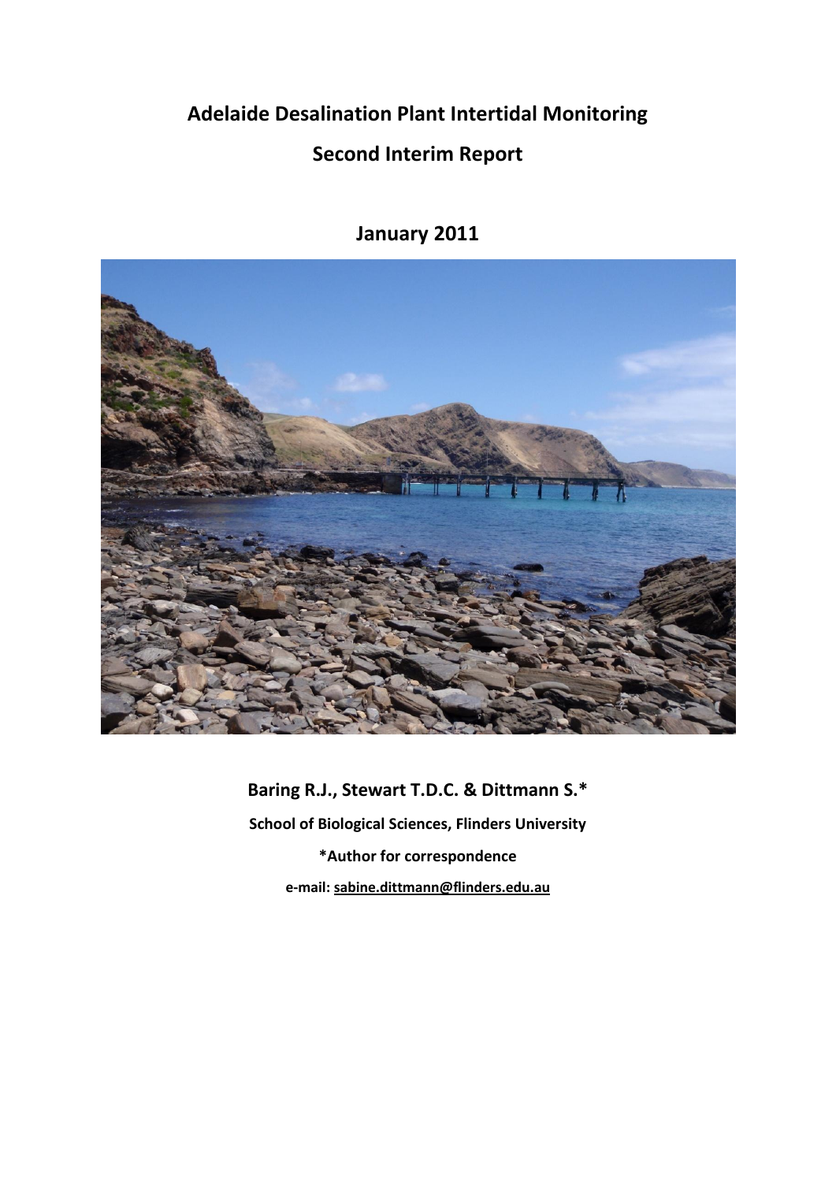# Adelaide Desalination Plant Intertidal Monitoring

## Second Interim Report

### January 2011

**Baring R.J., Stewart T.D.C. & Dittmann S.***

**School of Biological Sciences, Flinders University**

***Author for correspondence**

**e-mail: sabine.dittmann@flinders.edu.au**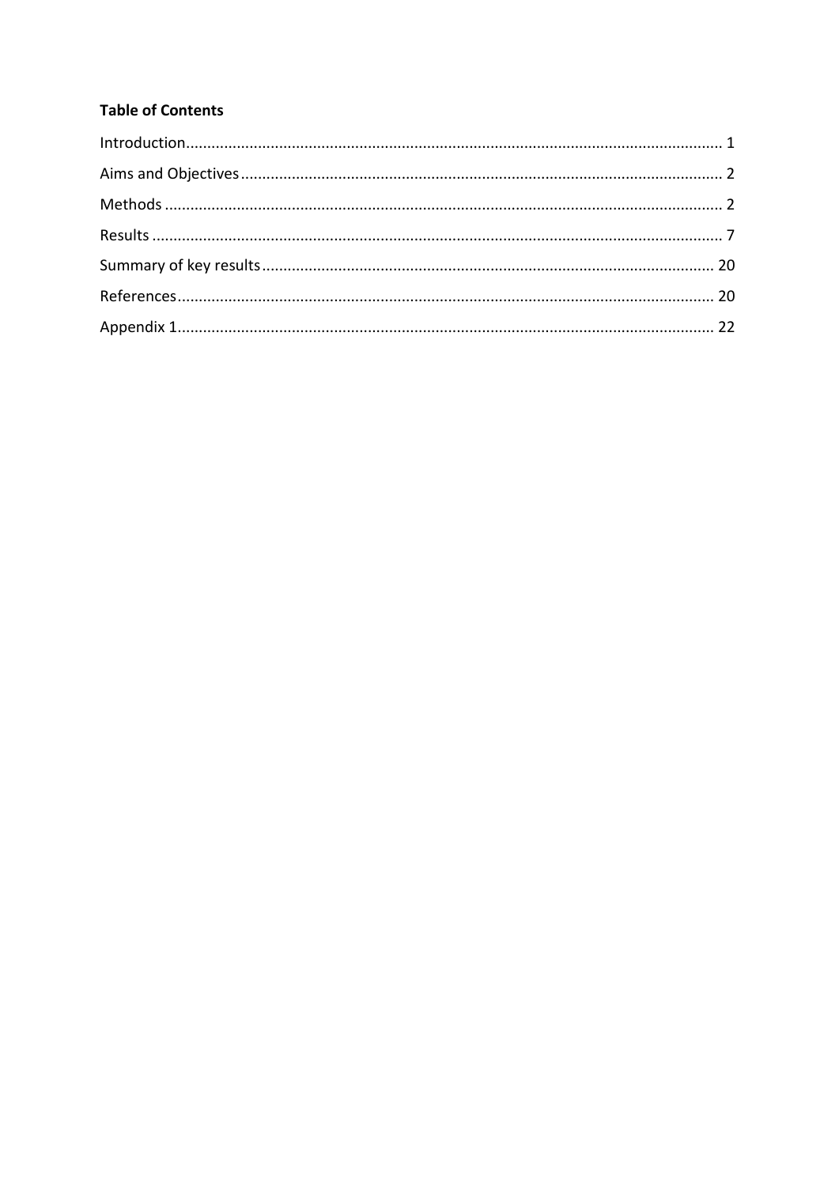**Table of Contents**

Introduction........................................................................................................................ 1

Aims and Objectives ............................................................................................................ 2

Methods .............................................................................................................................. 2

Results ................................................................................................................................ 7

Summary of key results ..................................................................................................... 20

References......................................................................................................................... 20

Appendix 1......................................................................................................................... 22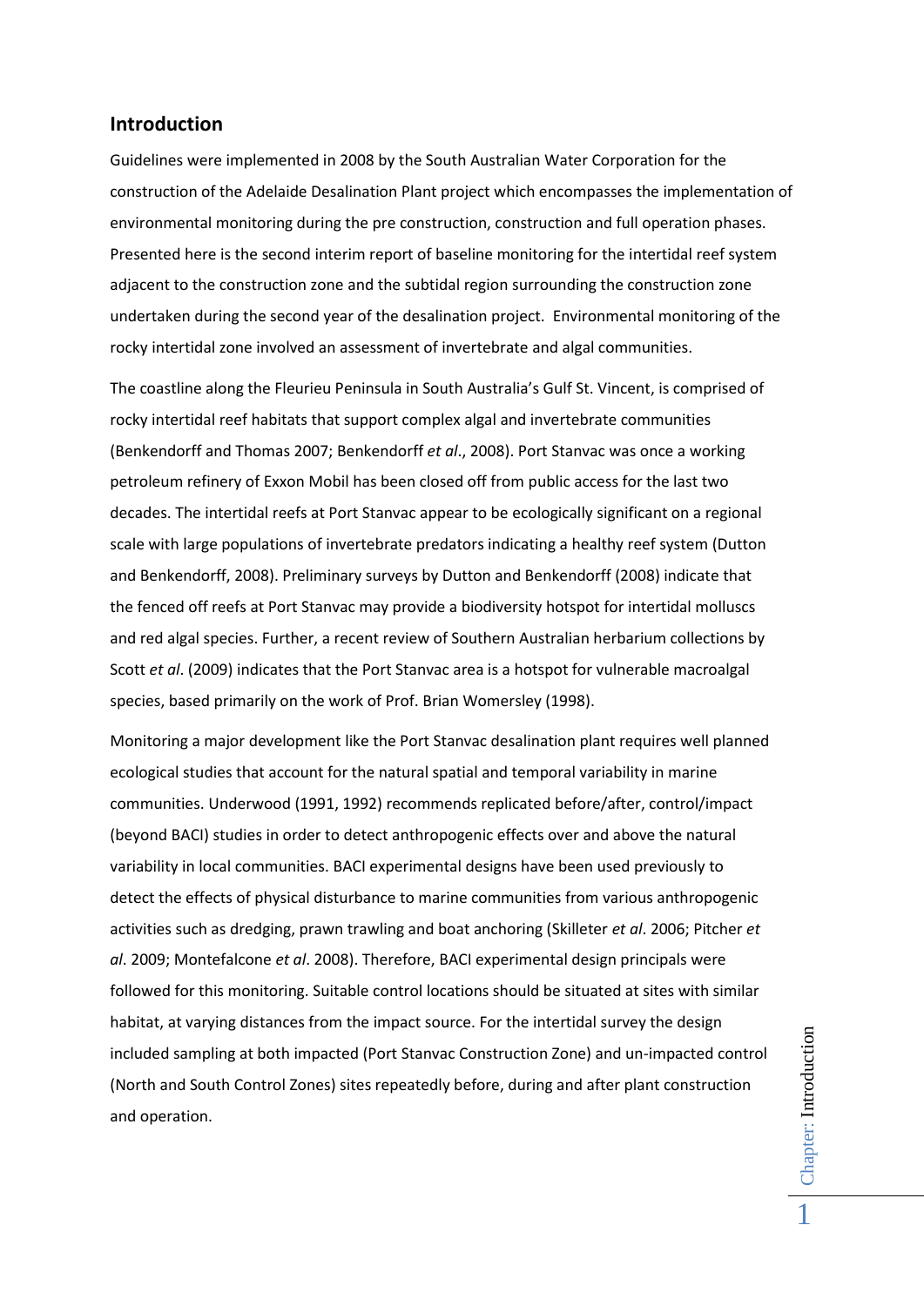## Introduction

Guidelines were implemented in 2008 by the South Australian Water Corporation for the construction of the Adelaide Desalination Plant project which encompasses the implementation of environmental monitoring during the pre construction, construction and full operation phases. Presented here is the second interim report of baseline monitoring for the intertidal reef system adjacent to the construction zone and the subtidal region surrounding the construction zone undertaken during the second year of the desalination project. Environmental monitoring of the rocky intertidal zone involved an assessment of invertebrate and algal communities.

The coastline along the Fleurieu Peninsula in South Australia's Gulf St. Vincent, is comprised of rocky intertidal reef habitats that support complex algal and invertebrate communities (Benkendorff and Thomas 2007; Benkendorff *et al*., 2008). Port Stanvac was once a working petroleum refinery of Exxon Mobil has been closed off from public access for the last two decades. The intertidal reefs at Port Stanvac appear to be ecologically significant on a regional scale with large populations of invertebrate predators indicating a healthy reef system (Dutton and Benkendorff, 2008). Preliminary surveys by Dutton and Benkendorff (2008) indicate that the fenced off reefs at Port Stanvac may provide a biodiversity hotspot for intertidal molluscs and red algal species. Further, a recent review of Southern Australian herbarium collections by Scott *et al*. (2009) indicates that the Port Stanvac area is a hotspot for vulnerable macroalgal species, based primarily on the work of Prof. Brian Womersley (1998).

Monitoring a major development like the Port Stanvac desalination plant requires well planned ecological studies that account for the natural spatial and temporal variability in marine communities. Underwood (1991, 1992) recommends replicated before/after, control/impact (beyond BACI) studies in order to detect anthropogenic effects over and above the natural variability in local communities. BACI experimental designs have been used previously to detect the effects of physical disturbance to marine communities from various anthropogenic activities such as dredging, prawn trawling and boat anchoring (Skilleter *et al*. 2006; Pitcher *et al*. 2009; Montefalcone *et al*. 2008). Therefore, BACI experimental design principals were followed for this monitoring. Suitable control locations should be situated at sites with similar habitat, at varying distances from the impact source. For the intertidal survey the design included sampling at both impacted (Port Stanvac Construction Zone) and un-impacted control (North and South Control Zones) sites repeatedly before, during and after plant construction and operation.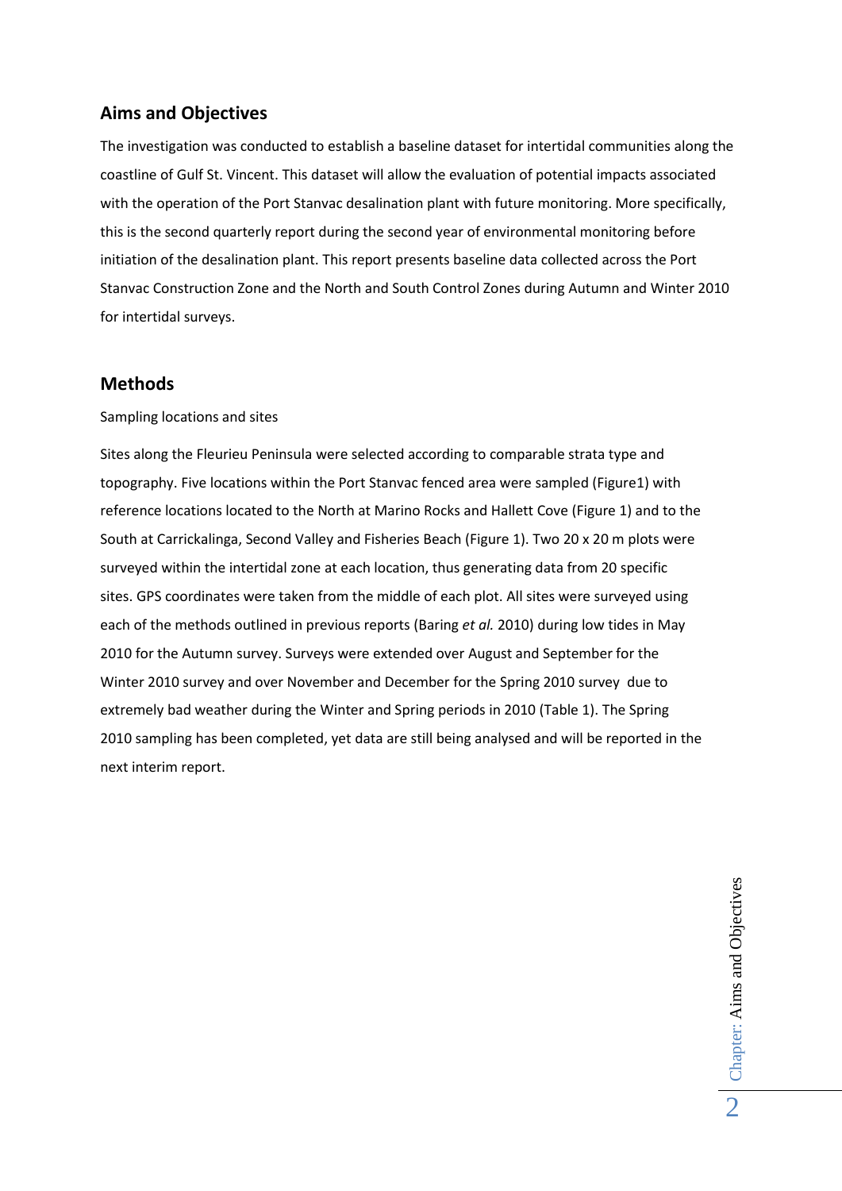## Aims and Objectives

The investigation was conducted to establish a baseline dataset for intertidal communities along the coastline of Gulf St. Vincent. This dataset will allow the evaluation of potential impacts associated with the operation of the Port Stanvac desalination plant with future monitoring. More specifically, this is the second quarterly report during the second year of environmental monitoring before initiation of the desalination plant. This report presents baseline data collected across the Port Stanvac Construction Zone and the North and South Control Zones during Autumn and Winter 2010 for intertidal surveys.

## Methods

Sampling locations and sites

Sites along the Fleurieu Peninsula were selected according to comparable strata type and topography. Five locations within the Port Stanvac fenced area were sampled (Figure1) with reference locations located to the North at Marino Rocks and Hallett Cove (Figure 1) and to the South at Carrickalinga, Second Valley and Fisheries Beach (Figure 1). Two 20 x 20 m plots were surveyed within the intertidal zone at each location, thus generating data from 20 specific sites. GPS coordinates were taken from the middle of each plot. All sites were surveyed using each of the methods outlined in previous reports (Baring *et al.* 2010) during low tides in May 2010 for the Autumn survey. Surveys were extended over August and September for the Winter 2010 survey and over November and December for the Spring 2010 survey due to extremely bad weather during the Winter and Spring periods in 2010 (Table 1). The Spring 2010 sampling has been completed, yet data are still being analysed and will be reported in the next interim report.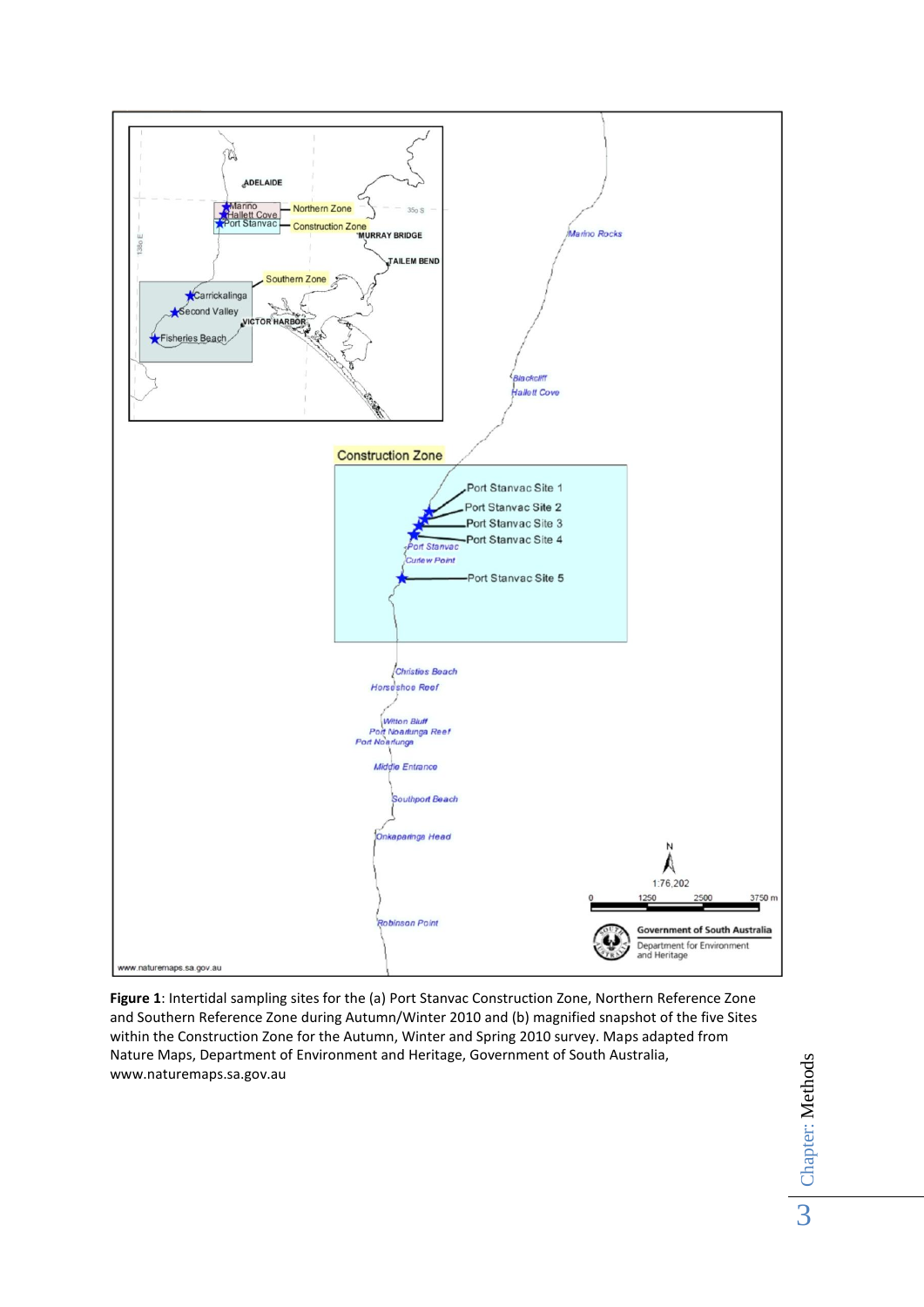**Figure 1**: Intertidal sampling sites for the (a) Port Stanvac Construction Zone, Northern Reference Zone and Southern Reference Zone during Autumn/Winter 2010 and (b) magnified snapshot of the five Sites within the Construction Zone for the Autumn, Winter and Spring 2010 survey. Maps adapted from Nature Maps, Department of Environment and Heritage, Government of South Australia, www.naturemaps.sa.gov.au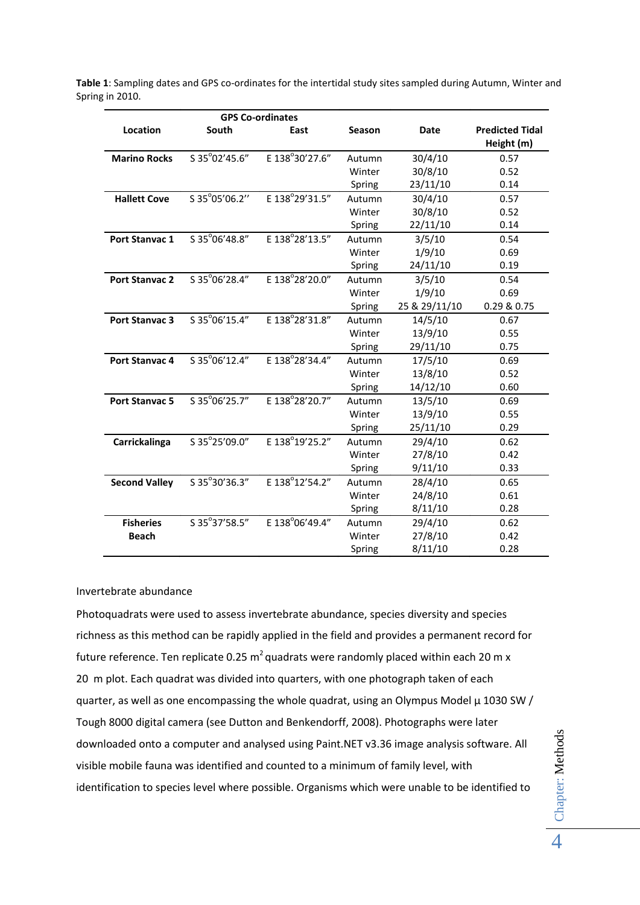**Table 1**: Sampling dates and GPS co-ordinates for the intertidal study sites sampled during Autumn, Winter and Spring in 2010.

| Location | GPS Co-ordinates South | GPS Co-ordinates East | Season | Date | Predicted Tidal Height (m) |
|---|---|---|---|---|---|
| **Marino Rocks** | S 35°02'45.6" | E 138°30'27.6" | Autumn | 30/4/10 | 0.57 |
| | | | Winter | 30/8/10 | 0.52 |
| | | | Spring | 23/11/10 | 0.14 |
| **Hallett Cove** | S 35°05'06.2'' | E 138°29'31.5" | Autumn | 30/4/10 | 0.57 |
| | | | Winter | 30/8/10 | 0.52 |
| | | | Spring | 22/11/10 | 0.14 |
| **Port Stanvac 1** | S 35°06'48.8" | E 138°28'13.5" | Autumn | 3/5/10 | 0.54 |
| | | | Winter | 1/9/10 | 0.69 |
| | | | Spring | 24/11/10 | 0.19 |
| **Port Stanvac 2** | S 35°06'28.4" | E 138°28'20.0" | Autumn | 3/5/10 | 0.54 |
| | | | Winter | 1/9/10 | 0.69 |
| | | | Spring | 25 & 29/11/10 | 0.29 & 0.75 |
| **Port Stanvac 3** | S 35°06'15.4" | E 138°28'31.8" | Autumn | 14/5/10 | 0.67 |
| | | | Winter | 13/9/10 | 0.55 |
| | | | Spring | 29/11/10 | 0.75 |
| **Port Stanvac 4** | S 35°06'12.4" | E 138°28'34.4" | Autumn | 17/5/10 | 0.69 |
| | | | Winter | 13/8/10 | 0.52 |
| | | | Spring | 14/12/10 | 0.60 |
| **Port Stanvac 5** | S 35°06'25.7" | E 138°28'20.7" | Autumn | 13/5/10 | 0.69 |
| | | | Winter | 13/9/10 | 0.55 |
| | | | Spring | 25/11/10 | 0.29 |
| **Carrickalinga** | S 35°25'09.0" | E 138°19'25.2" | Autumn | 29/4/10 | 0.62 |
| | | | Winter | 27/8/10 | 0.42 |
| | | | Spring | 9/11/10 | 0.33 |
| **Second Valley** | S 35°30'36.3" | E 138°12'54.2" | Autumn | 28/4/10 | 0.65 |
| | | | Winter | 24/8/10 | 0.61 |
| | | | Spring | 8/11/10 | 0.28 |
| **Fisheries Beach** | S 35°37'58.5" | E 138°06'49.4" | Autumn | 29/4/10 | 0.62 |
| | | | Winter | 27/8/10 | 0.42 |
| | | | Spring | 8/11/10 | 0.28 |

Invertebrate abundance

Photoquadrats were used to assess invertebrate abundance, species diversity and species richness as this method can be rapidly applied in the field and provides a permanent record for future reference. Ten replicate 0.25 $m^2$ quadrats were randomly placed within each 20 m x 20 m plot. Each quadrat was divided into quarters, with one photograph taken of each quarter, as well as one encompassing the whole quadrat, using an Olympus Model µ 1030 SW / Tough 8000 digital camera (see Dutton and Benkendorff, 2008). Photographs were later downloaded onto a computer and analysed using Paint.NET v3.36 image analysis software. All visible mobile fauna was identified and counted to a minimum of family level, with identification to species level where possible. Organisms which were unable to be identified to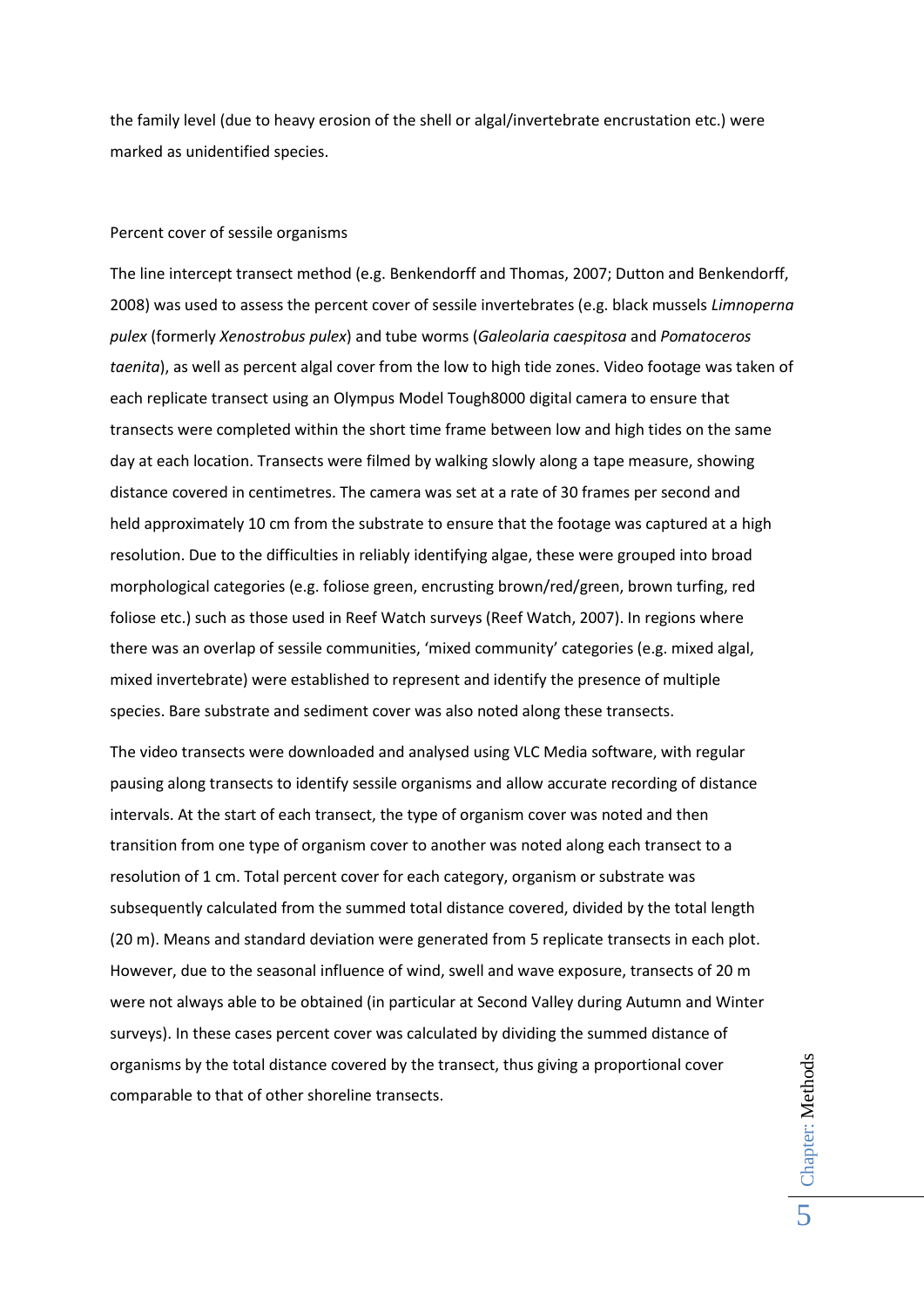the family level (due to heavy erosion of the shell or algal/invertebrate encrustation etc.) were marked as unidentified species.

### Percent cover of sessile organisms

The line intercept transect method (e.g. Benkendorff and Thomas, 2007; Dutton and Benkendorff, 2008) was used to assess the percent cover of sessile invertebrates (e.g. black mussels *Limnoperna pulex* (formerly *Xenostrobus pulex*) and tube worms (*Galeolaria caespitosa* and *Pomatoceros taenita*), as well as percent algal cover from the low to high tide zones. Video footage was taken of each replicate transect using an Olympus Model Tough8000 digital camera to ensure that transects were completed within the short time frame between low and high tides on the same day at each location. Transects were filmed by walking slowly along a tape measure, showing distance covered in centimetres. The camera was set at a rate of 30 frames per second and held approximately 10 cm from the substrate to ensure that the footage was captured at a high resolution. Due to the difficulties in reliably identifying algae, these were grouped into broad morphological categories (e.g. foliose green, encrusting brown/red/green, brown turfing, red foliose etc.) such as those used in Reef Watch surveys (Reef Watch, 2007). In regions where there was an overlap of sessile communities, 'mixed community' categories (e.g. mixed algal, mixed invertebrate) were established to represent and identify the presence of multiple species. Bare substrate and sediment cover was also noted along these transects.

The video transects were downloaded and analysed using VLC Media software, with regular pausing along transects to identify sessile organisms and allow accurate recording of distance intervals. At the start of each transect, the type of organism cover was noted and then transition from one type of organism cover to another was noted along each transect to a resolution of 1 cm. Total percent cover for each category, organism or substrate was subsequently calculated from the summed total distance covered, divided by the total length (20 m). Means and standard deviation were generated from 5 replicate transects in each plot. However, due to the seasonal influence of wind, swell and wave exposure, transects of 20 m were not always able to be obtained (in particular at Second Valley during Autumn and Winter surveys). In these cases percent cover was calculated by dividing the summed distance of organisms by the total distance covered by the transect, thus giving a proportional cover comparable to that of other shoreline transects.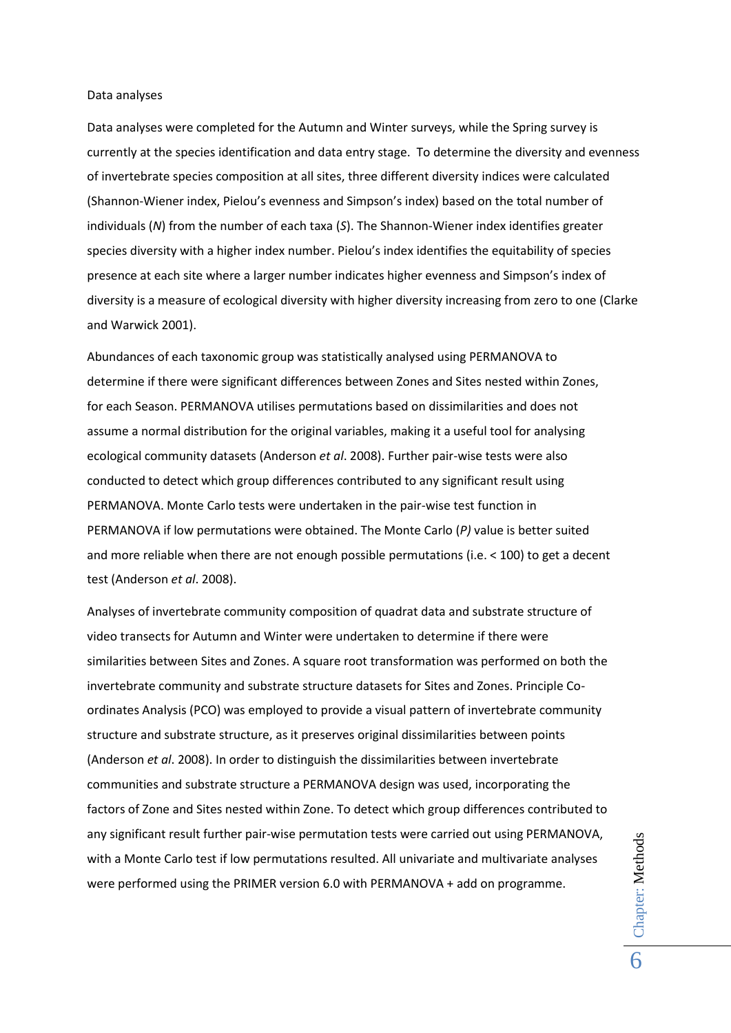## Data analyses

Data analyses were completed for the Autumn and Winter surveys, while the Spring survey is currently at the species identification and data entry stage. To determine the diversity and evenness of invertebrate species composition at all sites, three different diversity indices were calculated (Shannon-Wiener index, Pielou's evenness and Simpson's index) based on the total number of individuals (*N*) from the number of each taxa (*S*). The Shannon-Wiener index identifies greater species diversity with a higher index number. Pielou's index identifies the equitability of species presence at each site where a larger number indicates higher evenness and Simpson's index of diversity is a measure of ecological diversity with higher diversity increasing from zero to one (Clarke and Warwick 2001).

Abundances of each taxonomic group was statistically analysed using PERMANOVA to determine if there were significant differences between Zones and Sites nested within Zones, for each Season. PERMANOVA utilises permutations based on dissimilarities and does not assume a normal distribution for the original variables, making it a useful tool for analysing ecological community datasets (Anderson *et al*. 2008). Further pair-wise tests were also conducted to detect which group differences contributed to any significant result using PERMANOVA. Monte Carlo tests were undertaken in the pair-wise test function in PERMANOVA if low permutations were obtained. The Monte Carlo (*P)* value is better suited and more reliable when there are not enough possible permutations (i.e. < 100) to get a decent test (Anderson *et al*. 2008).

Analyses of invertebrate community composition of quadrat data and substrate structure of video transects for Autumn and Winter were undertaken to determine if there were similarities between Sites and Zones. A square root transformation was performed on both the invertebrate community and substrate structure datasets for Sites and Zones. Principle Co-ordinates Analysis (PCO) was employed to provide a visual pattern of invertebrate community structure and substrate structure, as it preserves original dissimilarities between points (Anderson *et al*. 2008). In order to distinguish the dissimilarities between invertebrate communities and substrate structure a PERMANOVA design was used, incorporating the factors of Zone and Sites nested within Zone. To detect which group differences contributed to any significant result further pair-wise permutation tests were carried out using PERMANOVA, with a Monte Carlo test if low permutations resulted. All univariate and multivariate analyses were performed using the PRIMER version 6.0 with PERMANOVA + add on programme.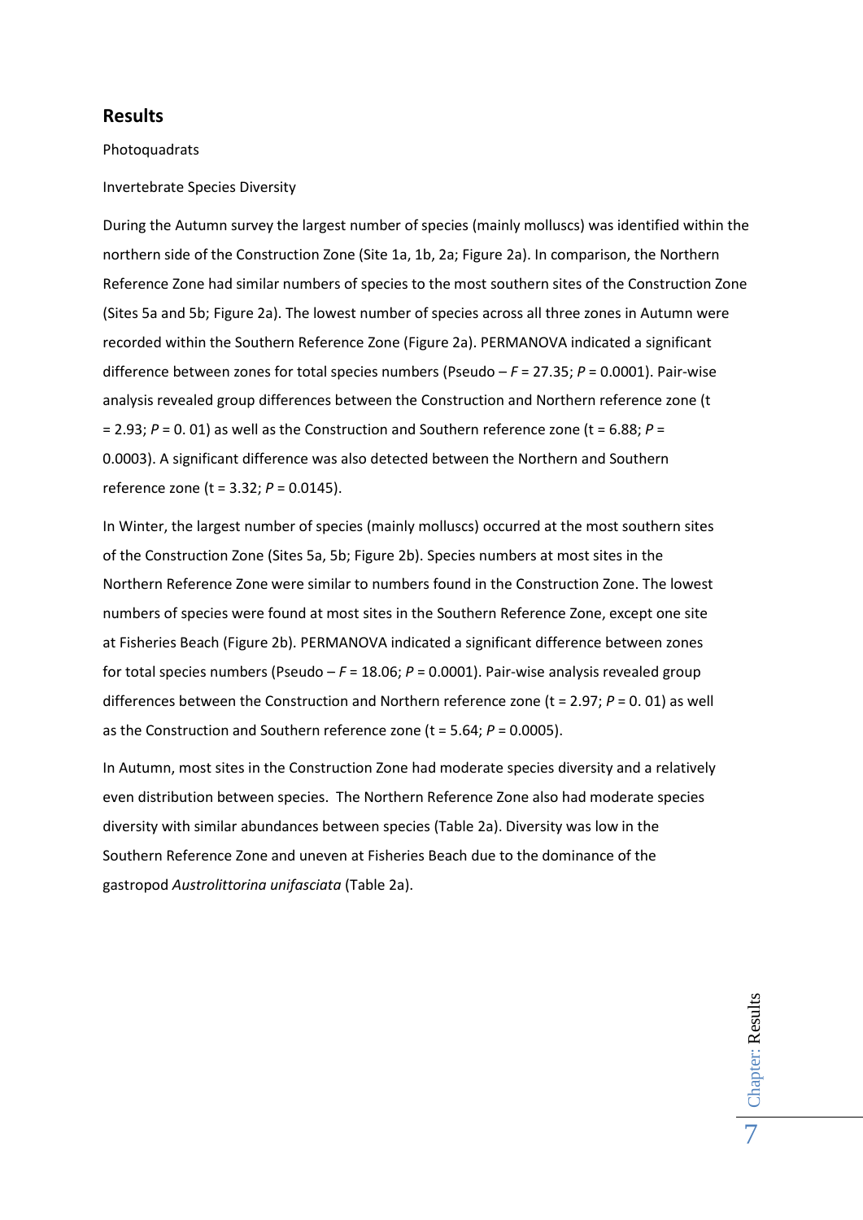## Results

Photoquadrats

Invertebrate Species Diversity

During the Autumn survey the largest number of species (mainly molluscs) was identified within the northern side of the Construction Zone (Site 1a, 1b, 2a; Figure 2a). In comparison, the Northern Reference Zone had similar numbers of species to the most southern sites of the Construction Zone (Sites 5a and 5b; Figure 2a). The lowest number of species across all three zones in Autumn were recorded within the Southern Reference Zone (Figure 2a). PERMANOVA indicated a significant difference between zones for total species numbers (Pseudo – $F = 27.35$; $P = 0.0001$). Pair-wise analysis revealed group differences between the Construction and Northern reference zone ($t = 2.93$; $P = 0.01$) as well as the Construction and Southern reference zone ($t = 6.88$; $P = 0.0003$). A significant difference was also detected between the Northern and Southern reference zone ($t = 3.32$; $P = 0.0145$).

In Winter, the largest number of species (mainly molluscs) occurred at the most southern sites of the Construction Zone (Sites 5a, 5b; Figure 2b). Species numbers at most sites in the Northern Reference Zone were similar to numbers found in the Construction Zone. The lowest numbers of species were found at most sites in the Southern Reference Zone, except one site at Fisheries Beach (Figure 2b). PERMANOVA indicated a significant difference between zones for total species numbers (Pseudo – $F = 18.06$; $P = 0.0001$). Pair-wise analysis revealed group differences between the Construction and Northern reference zone ($t = 2.97$; $P = 0.01$) as well as the Construction and Southern reference zone ($t = 5.64$; $P = 0.0005$).

In Autumn, most sites in the Construction Zone had moderate species diversity and a relatively even distribution between species. The Northern Reference Zone also had moderate species diversity with similar abundances between species (Table 2a). Diversity was low in the Southern Reference Zone and uneven at Fisheries Beach due to the dominance of the gastropod *Austrolittorina unifasciata* (Table 2a).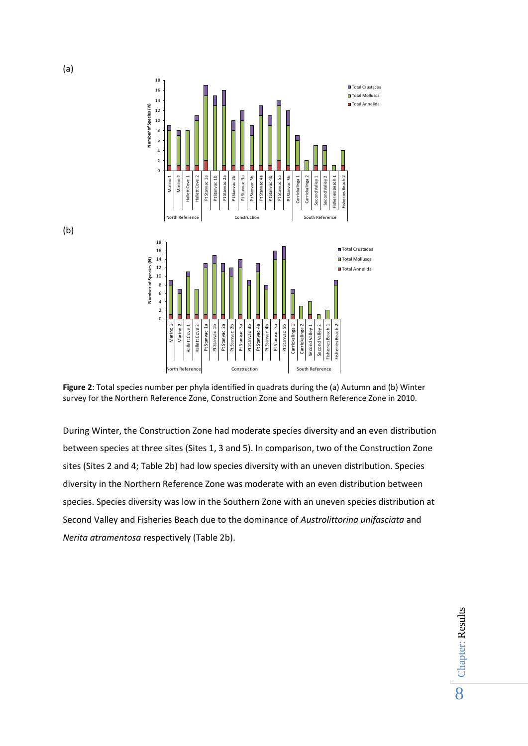(a)

(b)

**Figure 2**: Total species number per phyla identified in quadrats during the (a) Autumn and (b) Winter survey for the Northern Reference Zone, Construction Zone and Southern Reference Zone in 2010.

During Winter, the Construction Zone had moderate species diversity and an even distribution between species at three sites (Sites 1, 3 and 5). In comparison, two of the Construction Zone sites (Sites 2 and 4; Table 2b) had low species diversity with an uneven distribution. Species diversity in the Northern Reference Zone was moderate with an even distribution between species. Species diversity was low in the Southern Zone with an uneven species distribution at Second Valley and Fisheries Beach due to the dominance of *Austrolittorina unifasciata* and *Nerita atramentosa* respectively (Table 2b).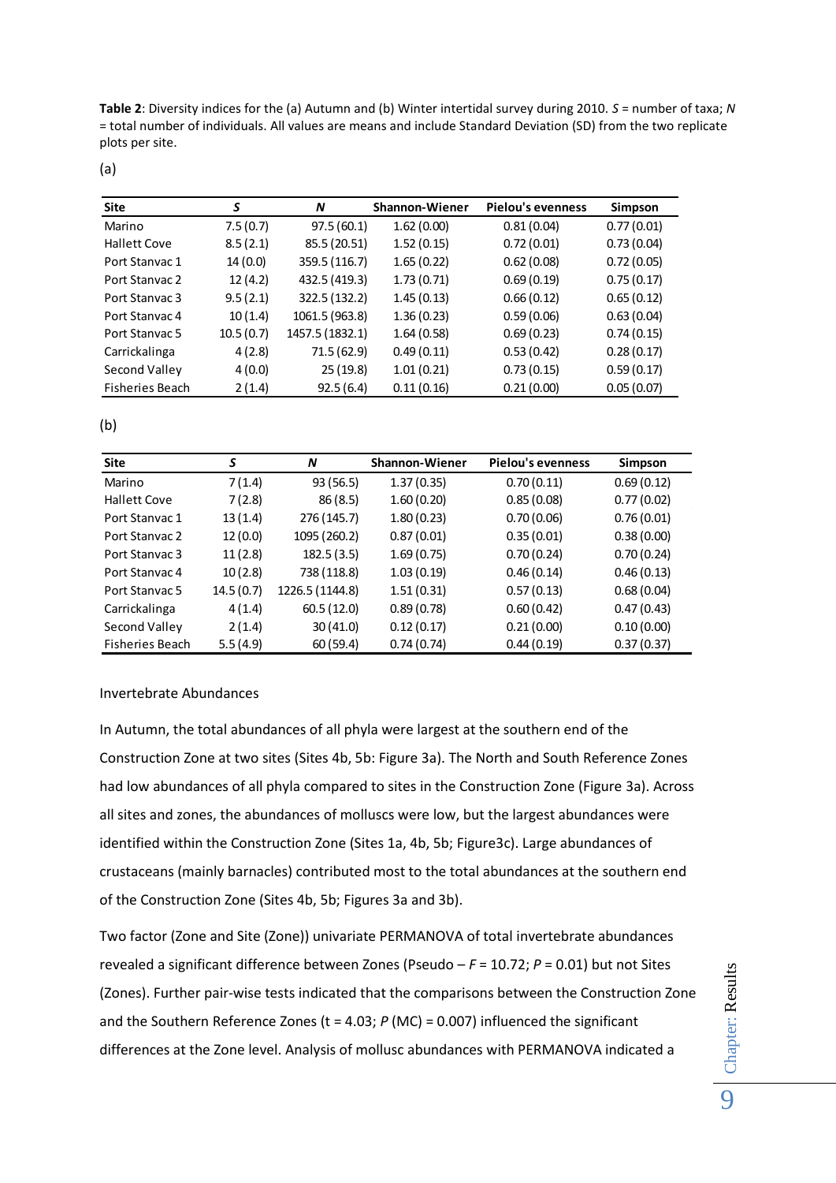**Table 2**: Diversity indices for the (a) Autumn and (b) Winter intertidal survey during 2010. *S* = number of taxa; *N* = total number of individuals. All values are means and include Standard Deviation (SD) from the two replicate plots per site.

(a)

| Site | *S* | *N* | Shannon-Wiener | Pielou's evenness | Simpson |
|---|---|---|---|---|---|
| Marino | 7.5 (0.7) | 97.5 (60.1) | 1.62 (0.00) | 0.81 (0.04) | 0.77 (0.01) |
| Hallett Cove | 8.5 (2.1) | 85.5 (20.51) | 1.52 (0.15) | 0.72 (0.01) | 0.73 (0.04) |
| Port Stanvac 1 | 14 (0.0) | 359.5 (116.7) | 1.65 (0.22) | 0.62 (0.08) | 0.72 (0.05) |
| Port Stanvac 2 | 12 (4.2) | 432.5 (419.3) | 1.73 (0.71) | 0.69 (0.19) | 0.75 (0.17) |
| Port Stanvac 3 | 9.5 (2.1) | 322.5 (132.2) | 1.45 (0.13) | 0.66 (0.12) | 0.65 (0.12) |
| Port Stanvac 4 | 10 (1.4) | 1061.5 (963.8) | 1.36 (0.23) | 0.59 (0.06) | 0.63 (0.04) |
| Port Stanvac 5 | 10.5 (0.7) | 1457.5 (1832.1) | 1.64 (0.58) | 0.69 (0.23) | 0.74 (0.15) |
| Carrickalinga | 4 (2.8) | 71.5 (62.9) | 0.49 (0.11) | 0.53 (0.42) | 0.28 (0.17) |
| Second Valley | 4 (0.0) | 25 (19.8) | 1.01 (0.21) | 0.73 (0.15) | 0.59 (0.17) |
| Fisheries Beach | 2 (1.4) | 92.5 (6.4) | 0.11 (0.16) | 0.21 (0.00) | 0.05 (0.07) |

(b)

| Site | *S* | *N* | Shannon-Wiener | Pielou's evenness | Simpson |
|---|---|---|---|---|---|
| Marino | 7 (1.4) | 93 (56.5) | 1.37 (0.35) | 0.70 (0.11) | 0.69 (0.12) |
| Hallett Cove | 7 (2.8) | 86 (8.5) | 1.60 (0.20) | 0.85 (0.08) | 0.77 (0.02) |
| Port Stanvac 1 | 13 (1.4) | 276 (145.7) | 1.80 (0.23) | 0.70 (0.06) | 0.76 (0.01) |
| Port Stanvac 2 | 12 (0.0) | 1095 (260.2) | 0.87 (0.01) | 0.35 (0.01) | 0.38 (0.00) |
| Port Stanvac 3 | 11 (2.8) | 182.5 (3.5) | 1.69 (0.75) | 0.70 (0.24) | 0.70 (0.24) |
| Port Stanvac 4 | 10 (2.8) | 738 (118.8) | 1.03 (0.19) | 0.46 (0.14) | 0.46 (0.13) |
| Port Stanvac 5 | 14.5 (0.7) | 1226.5 (1144.8) | 1.51 (0.31) | 0.57 (0.13) | 0.68 (0.04) |
| Carrickalinga | 4 (1.4) | 60.5 (12.0) | 0.89 (0.78) | 0.60 (0.42) | 0.47 (0.43) |
| Second Valley | 2 (1.4) | 30 (41.0) | 0.12 (0.17) | 0.21 (0.00) | 0.10 (0.00) |
| Fisheries Beach | 5.5 (4.9) | 60 (59.4) | 0.74 (0.74) | 0.44 (0.19) | 0.37 (0.37) |

Invertebrate Abundances

In Autumn, the total abundances of all phyla were largest at the southern end of the Construction Zone at two sites (Sites 4b, 5b: Figure 3a). The North and South Reference Zones had low abundances of all phyla compared to sites in the Construction Zone (Figure 3a). Across all sites and zones, the abundances of molluscs were low, but the largest abundances were identified within the Construction Zone (Sites 1a, 4b, 5b; Figure3c). Large abundances of crustaceans (mainly barnacles) contributed most to the total abundances at the southern end of the Construction Zone (Sites 4b, 5b; Figures 3a and 3b).

Two factor (Zone and Site (Zone)) univariate PERMANOVA of total invertebrate abundances revealed a significant difference between Zones (Pseudo – *F* = 10.72; *P* = 0.01) but not Sites (Zones). Further pair-wise tests indicated that the comparisons between the Construction Zone and the Southern Reference Zones (t = 4.03; *P* (MC) = 0.007) influenced the significant differences at the Zone level. Analysis of mollusc abundances with PERMANOVA indicated a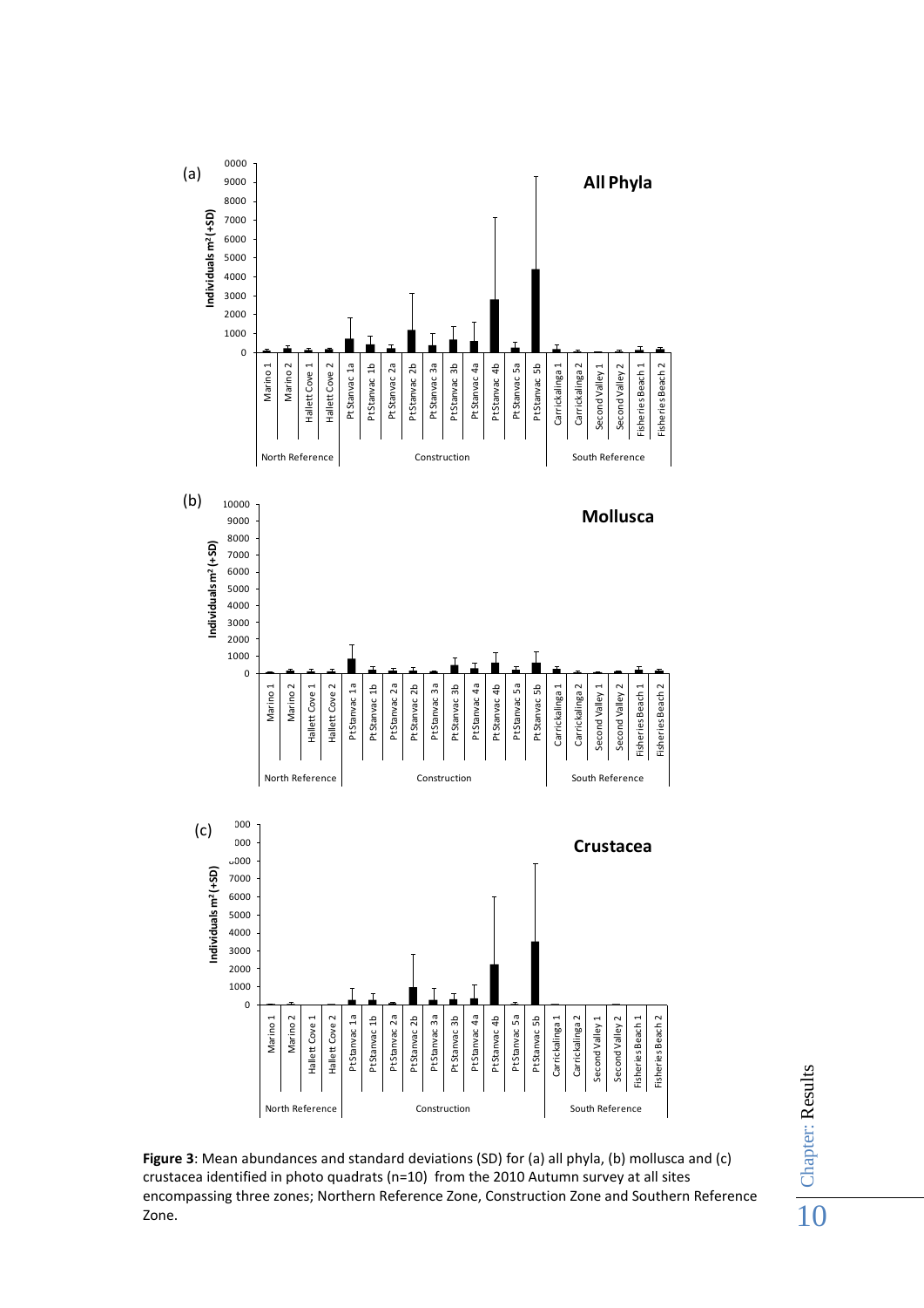**Figure 3**: Mean abundances and standard deviations (SD) for (a) all phyla, (b) mollusca and (c) crustacea identified in photo quadrats (n=10) from the 2010 Autumn survey at all sites encompassing three zones; Northern Reference Zone, Construction Zone and Southern Reference Zone.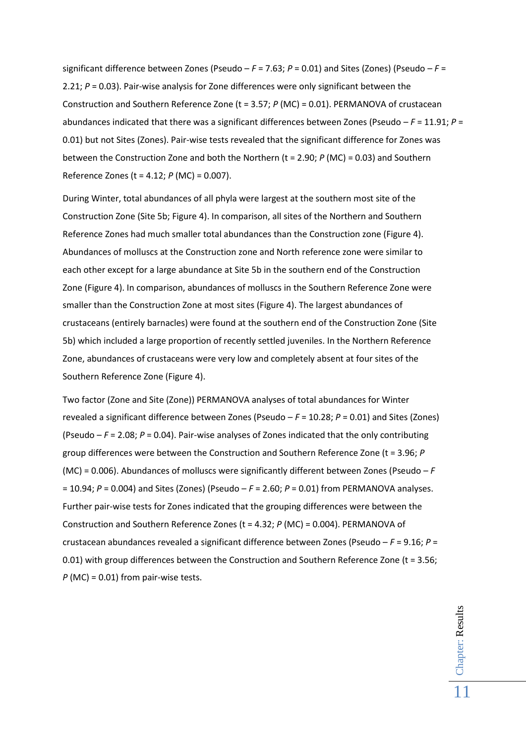significant difference between Zones (Pseudo – $F$ = 7.63; $P$ = 0.01) and Sites (Zones) (Pseudo – $F$ = 2.21; $P$ = 0.03). Pair-wise analysis for Zone differences were only significant between the Construction and Southern Reference Zone (t = 3.57; $P$ (MC) = 0.01). PERMANOVA of crustacean abundances indicated that there was a significant differences between Zones (Pseudo – $F$ = 11.91; $P$ = 0.01) but not Sites (Zones). Pair-wise tests revealed that the significant difference for Zones was between the Construction Zone and both the Northern (t = 2.90; $P$ (MC) = 0.03) and Southern Reference Zones (t = 4.12; $P$ (MC) = 0.007).

During Winter, total abundances of all phyla were largest at the southern most site of the Construction Zone (Site 5b; Figure 4). In comparison, all sites of the Northern and Southern Reference Zones had much smaller total abundances than the Construction zone (Figure 4). Abundances of molluscs at the Construction zone and North reference zone were similar to each other except for a large abundance at Site 5b in the southern end of the Construction Zone (Figure 4). In comparison, abundances of molluscs in the Southern Reference Zone were smaller than the Construction Zone at most sites (Figure 4). The largest abundances of crustaceans (entirely barnacles) were found at the southern end of the Construction Zone (Site 5b) which included a large proportion of recently settled juveniles. In the Northern Reference Zone, abundances of crustaceans were very low and completely absent at four sites of the Southern Reference Zone (Figure 4).

Two factor (Zone and Site (Zone)) PERMANOVA analyses of total abundances for Winter revealed a significant difference between Zones (Pseudo – $F$ = 10.28; $P$ = 0.01) and Sites (Zones) (Pseudo – $F$ = 2.08; $P$ = 0.04). Pair-wise analyses of Zones indicated that the only contributing group differences were between the Construction and Southern Reference Zone (t = 3.96; $P$ (MC) = 0.006). Abundances of molluscs were significantly different between Zones (Pseudo – $F$ = 10.94; $P$ = 0.004) and Sites (Zones) (Pseudo – $F$ = 2.60; $P$ = 0.01) from PERMANOVA analyses. Further pair-wise tests for Zones indicated that the grouping differences were between the Construction and Southern Reference Zones (t = 4.32; $P$ (MC) = 0.004). PERMANOVA of crustacean abundances revealed a significant difference between Zones (Pseudo – $F$ = 9.16; $P$ = 0.01) with group differences between the Construction and Southern Reference Zone (t = 3.56; $P$ (MC) = 0.01) from pair-wise tests.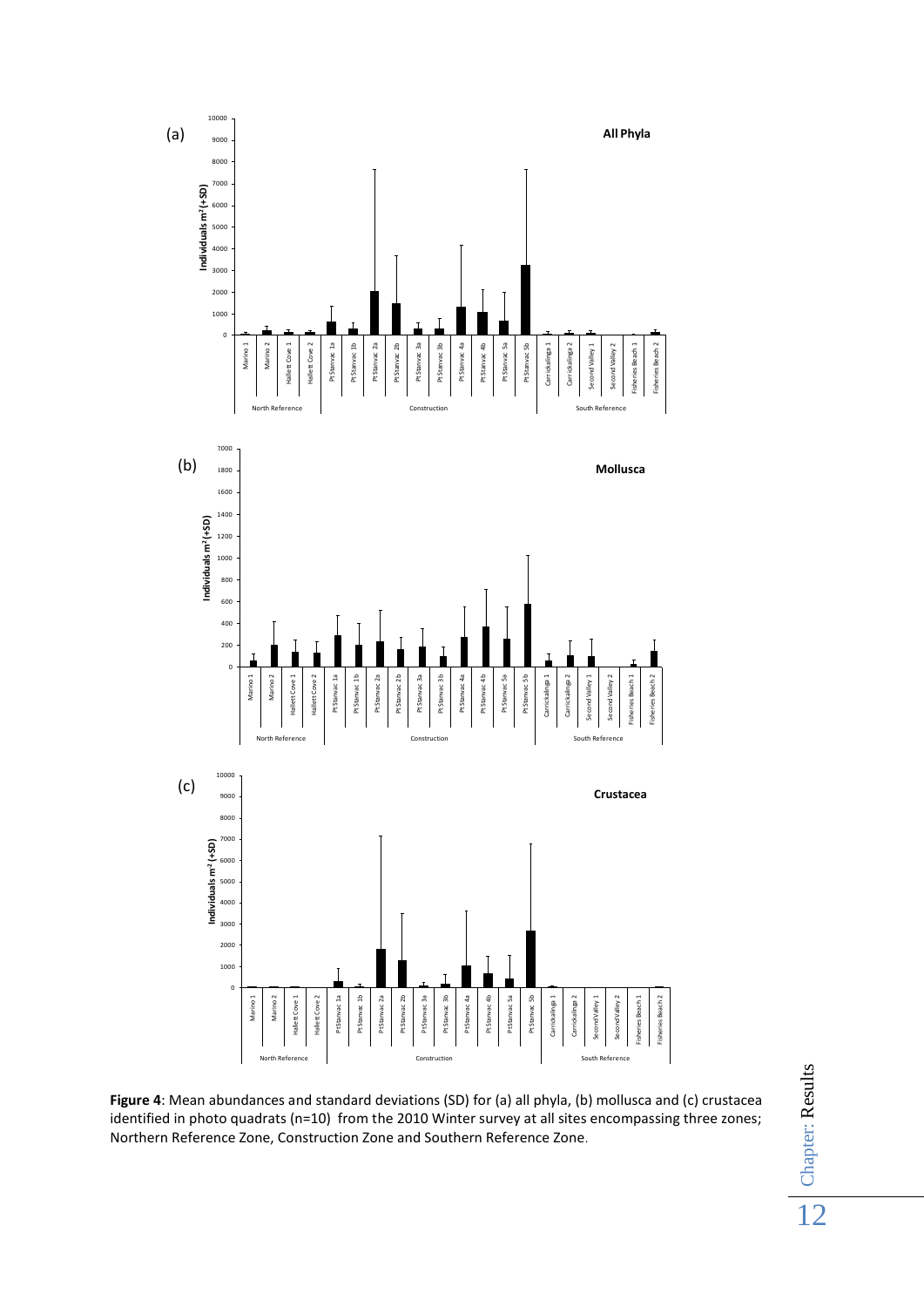**Figure 4**: Mean abundances and standard deviations (SD) for (a) all phyla, (b) mollusca and (c) crustacea identified in photo quadrats (n=10) from the 2010 Winter survey at all sites encompassing three zones; Northern Reference Zone, Construction Zone and Southern Reference Zone.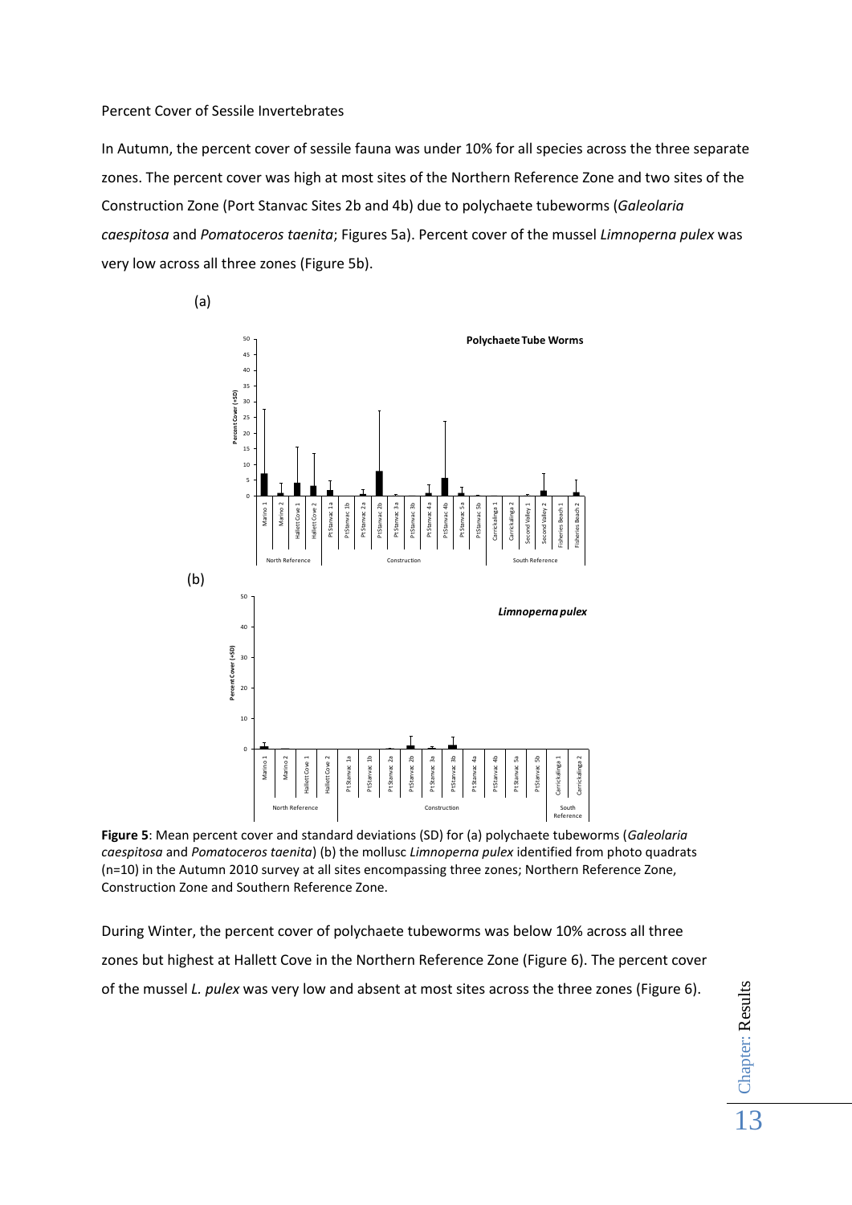Percent Cover of Sessile Invertebrates

In Autumn, the percent cover of sessile fauna was under 10% for all species across the three separate zones. The percent cover was high at most sites of the Northern Reference Zone and two sites of the Construction Zone (Port Stanvac Sites 2b and 4b) due to polychaete tubeworms (*Galeolaria caespitosa* and *Pomatoceros taenita*; Figures 5a). Percent cover of the mussel *Limnoperna pulex* was very low across all three zones (Figure 5b).

**Figure 5**: Mean percent cover and standard deviations (SD) for (a) polychaete tubeworms (*Galeolaria caespitosa* and *Pomatoceros taenita*) (b) the mollusc *Limnoperna pulex* identified from photo quadrats (n=10) in the Autumn 2010 survey at all sites encompassing three zones; Northern Reference Zone, Construction Zone and Southern Reference Zone.

During Winter, the percent cover of polychaete tubeworms was below 10% across all three zones but highest at Hallett Cove in the Northern Reference Zone (Figure 6). The percent cover of the mussel *L. pulex* was very low and absent at most sites across the three zones (Figure 6).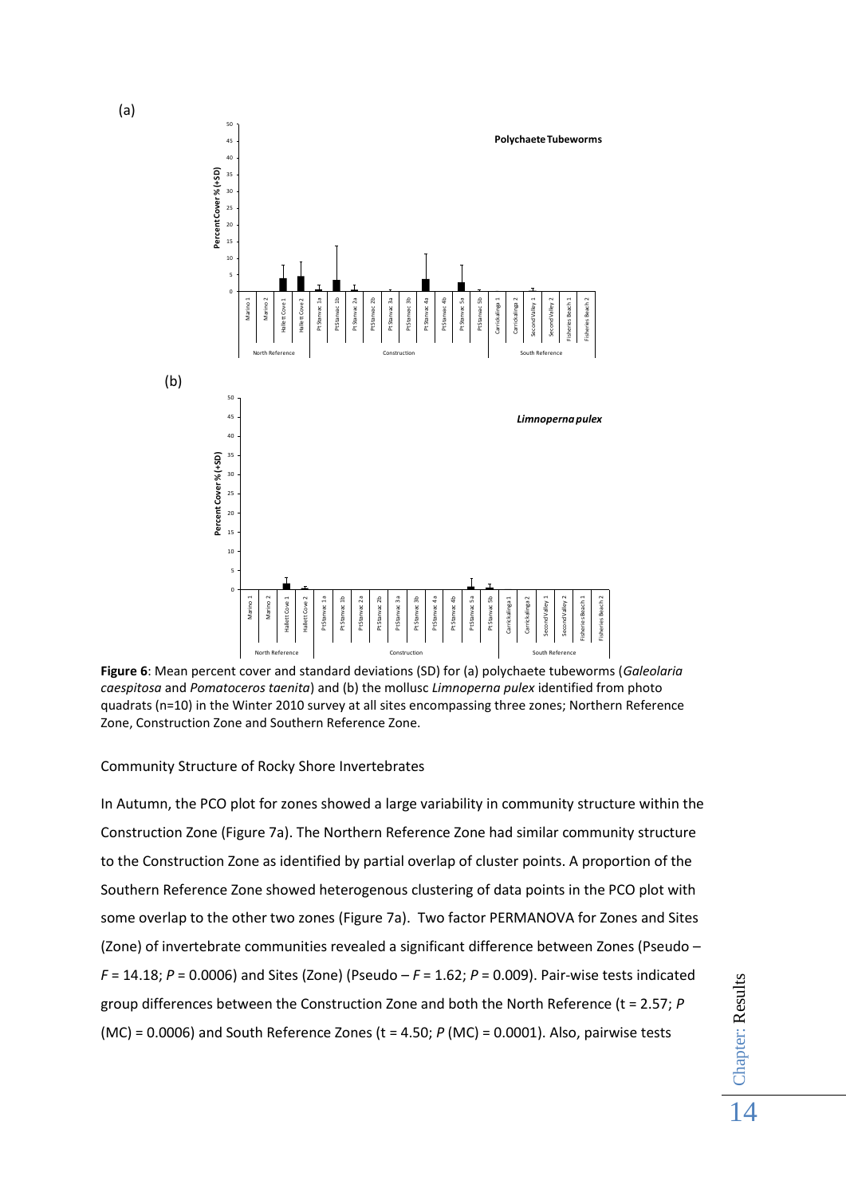(a)

(b)

**Figure 6**: Mean percent cover and standard deviations (SD) for (a) polychaete tubeworms (*Galeolaria caespitosa* and *Pomatoceros taenita*) and (b) the mollusc *Limnoperna pulex* identified from photo quadrats (n=10) in the Winter 2010 survey at all sites encompassing three zones; Northern Reference Zone, Construction Zone and Southern Reference Zone.

Community Structure of Rocky Shore Invertebrates

In Autumn, the PCO plot for zones showed a large variability in community structure within the Construction Zone (Figure 7a). The Northern Reference Zone had similar community structure to the Construction Zone as identified by partial overlap of cluster points. A proportion of the Southern Reference Zone showed heterogenous clustering of data points in the PCO plot with some overlap to the other two zones (Figure 7a). Two factor PERMANOVA for Zones and Sites (Zone) of invertebrate communities revealed a significant difference between Zones (Pseudo – $F$ = 14.18; $P$ = 0.0006) and Sites (Zone) (Pseudo – $F$ = 1.62; $P$ = 0.009). Pair-wise tests indicated group differences between the Construction Zone and both the North Reference (t = 2.57; $P$ (MC) = 0.0006) and South Reference Zones (t = 4.50; $P$ (MC) = 0.0001). Also, pairwise tests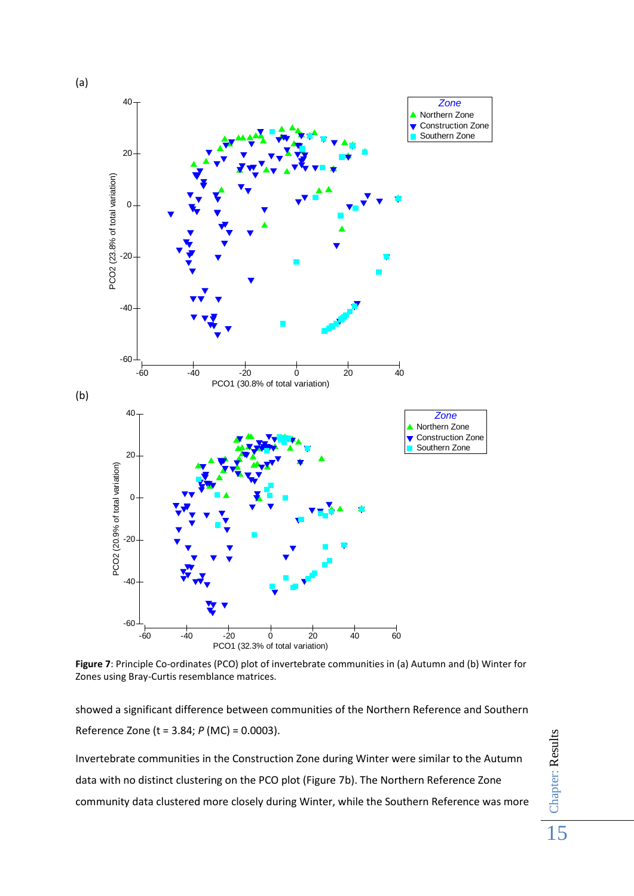(a)

(b)

**Figure 7**: Principle Co-ordinates (PCO) plot of invertebrate communities in (a) Autumn and (b) Winter for Zones using Bray-Curtis resemblance matrices.

showed a significant difference between communities of the Northern Reference and Southern Reference Zone (t = 3.84; *P* (MC) = 0.0003).

Invertebrate communities in the Construction Zone during Winter were similar to the Autumn data with no distinct clustering on the PCO plot (Figure 7b). The Northern Reference Zone community data clustered more closely during Winter, while the Southern Reference was more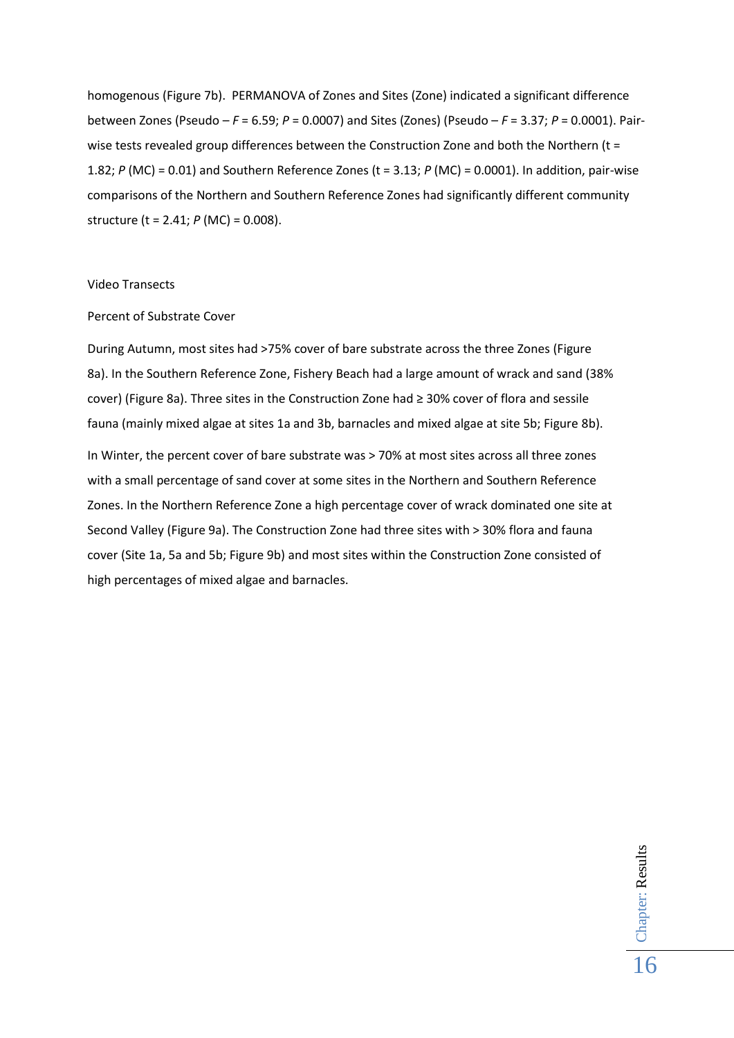homogenous (Figure 7b). PERMANOVA of Zones and Sites (Zone) indicated a significant difference between Zones (Pseudo – $F = 6.59$; $P = 0.0007$) and Sites (Zones) (Pseudo – $F = 3.37$; $P = 0.0001$). Pair-wise tests revealed group differences between the Construction Zone and both the Northern ($t = 1.82$; $P$ (MC) = 0.01) and Southern Reference Zones ($t = 3.13$; $P$ (MC) = 0.0001). In addition, pair-wise comparisons of the Northern and Southern Reference Zones had significantly different community structure ($t = 2.41$; $P$ (MC) = 0.008).

Video Transects

Percent of Substrate Cover

During Autumn, most sites had >75% cover of bare substrate across the three Zones (Figure 8a). In the Southern Reference Zone, Fishery Beach had a large amount of wrack and sand (38% cover) (Figure 8a). Three sites in the Construction Zone had ≥ 30% cover of flora and sessile fauna (mainly mixed algae at sites 1a and 3b, barnacles and mixed algae at site 5b; Figure 8b).

In Winter, the percent cover of bare substrate was > 70% at most sites across all three zones with a small percentage of sand cover at some sites in the Northern and Southern Reference Zones. In the Northern Reference Zone a high percentage cover of wrack dominated one site at Second Valley (Figure 9a). The Construction Zone had three sites with > 30% flora and fauna cover (Site 1a, 5a and 5b; Figure 9b) and most sites within the Construction Zone consisted of high percentages of mixed algae and barnacles.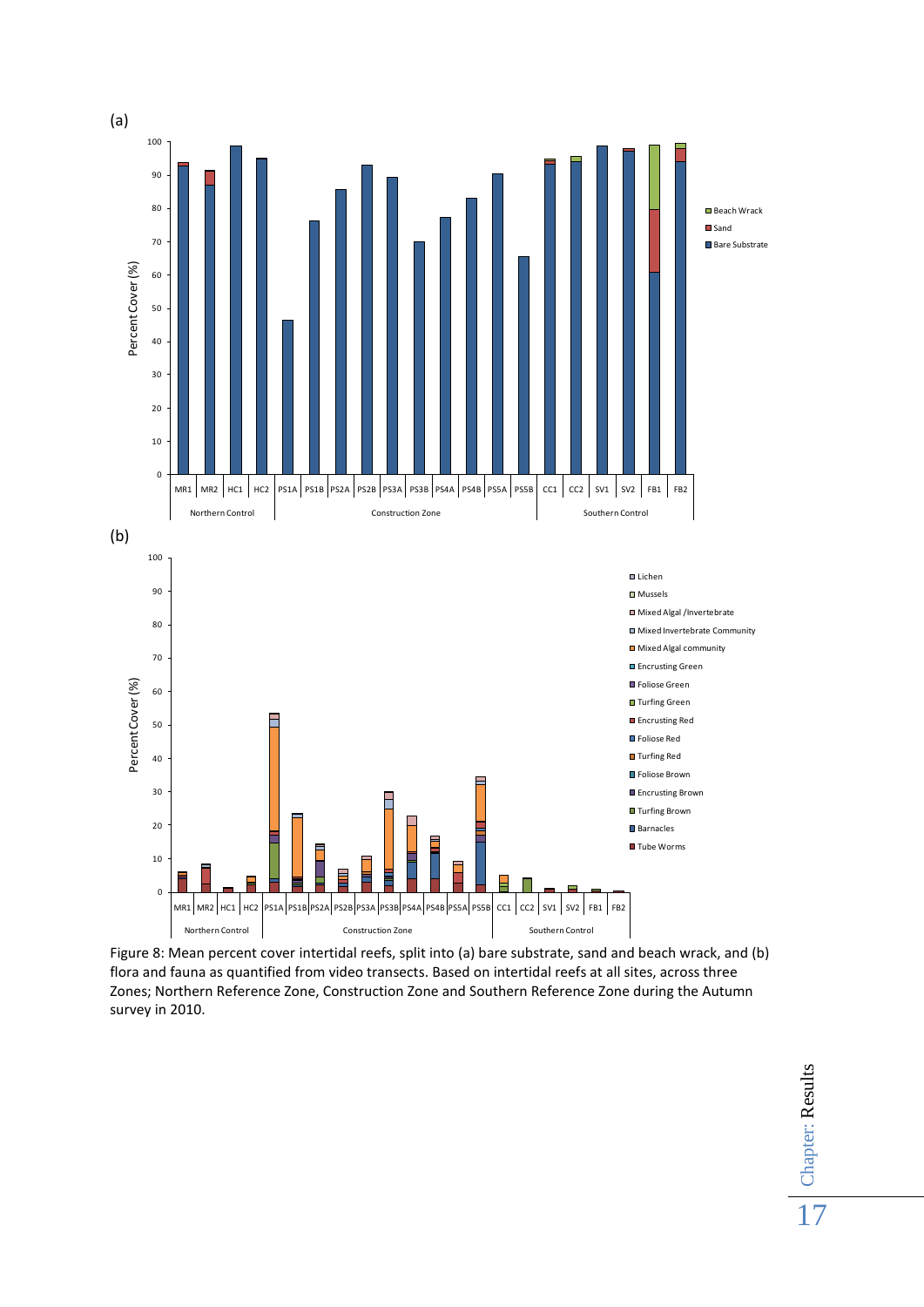(a)

(b)

Figure 8: Mean percent cover intertidal reefs, split into (a) bare substrate, sand and beach wrack, and (b) flora and fauna as quantified from video transects. Based on intertidal reefs at all sites, across three Zones; Northern Reference Zone, Construction Zone and Southern Reference Zone during the Autumn survey in 2010.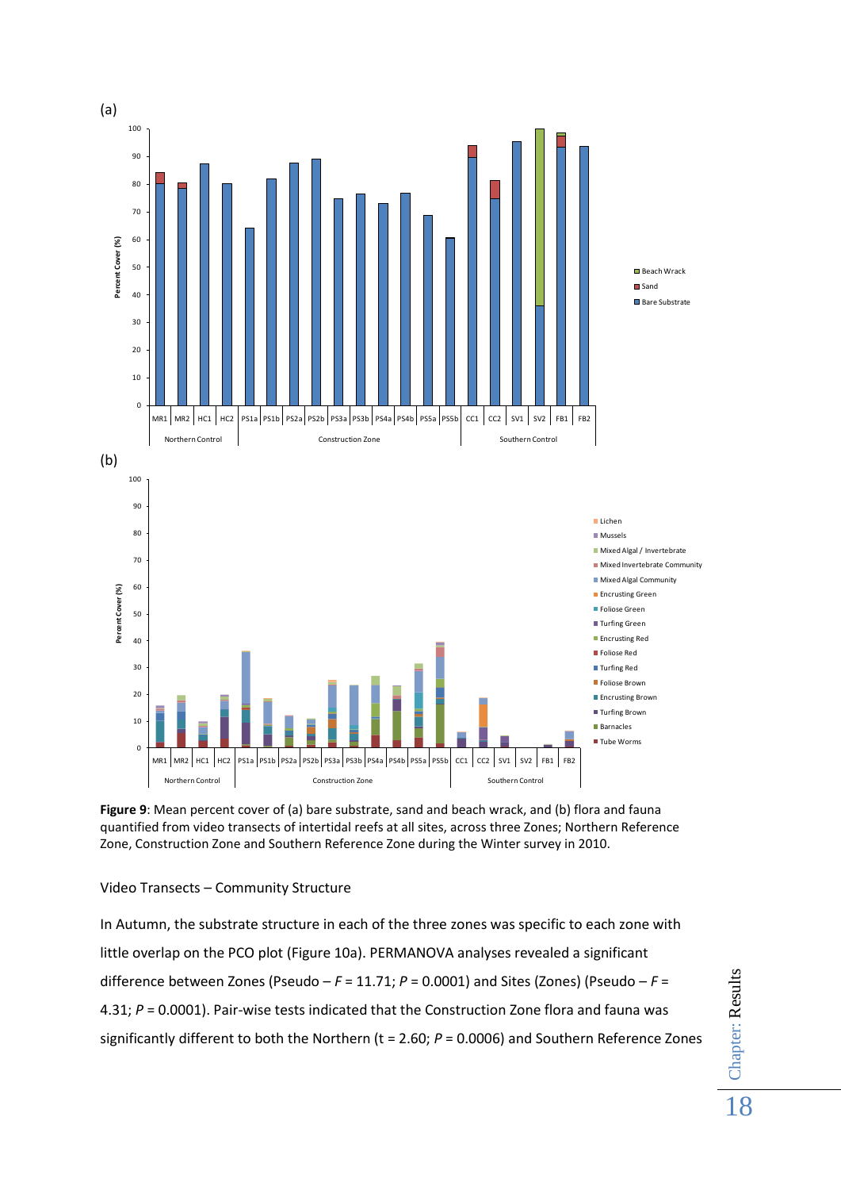**Figure 9**: Mean percent cover of (a) bare substrate, sand and beach wrack, and (b) flora and fauna quantified from video transects of intertidal reefs at all sites, across three Zones; Northern Reference Zone, Construction Zone and Southern Reference Zone during the Winter survey in 2010.

Video Transects – Community Structure

In Autumn, the substrate structure in each of the three zones was specific to each zone with little overlap on the PCO plot (Figure 10a). PERMANOVA analyses revealed a significant difference between Zones (Pseudo – $F$ = 11.71; $P$ = 0.0001) and Sites (Zones) (Pseudo – $F$ = 4.31; $P$ = 0.0001). Pair-wise tests indicated that the Construction Zone flora and fauna was significantly different to both the Northern (t = 2.60; $P$ = 0.0006) and Southern Reference Zones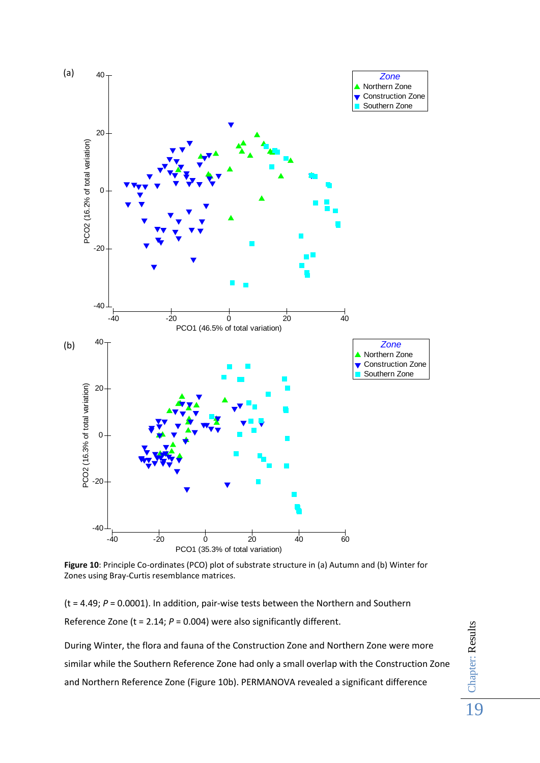**Figure 10**: Principle Co-ordinates (PCO) plot of substrate structure in (a) Autumn and (b) Winter for Zones using Bray-Curtis resemblance matrices.

(t = 4.49; *P* = 0.0001). In addition, pair-wise tests between the Northern and Southern Reference Zone (t = 2.14; *P* = 0.004) were also significantly different.

During Winter, the flora and fauna of the Construction Zone and Northern Zone were more similar while the Southern Reference Zone had only a small overlap with the Construction Zone and Northern Reference Zone (Figure 10b). PERMANOVA revealed a significant difference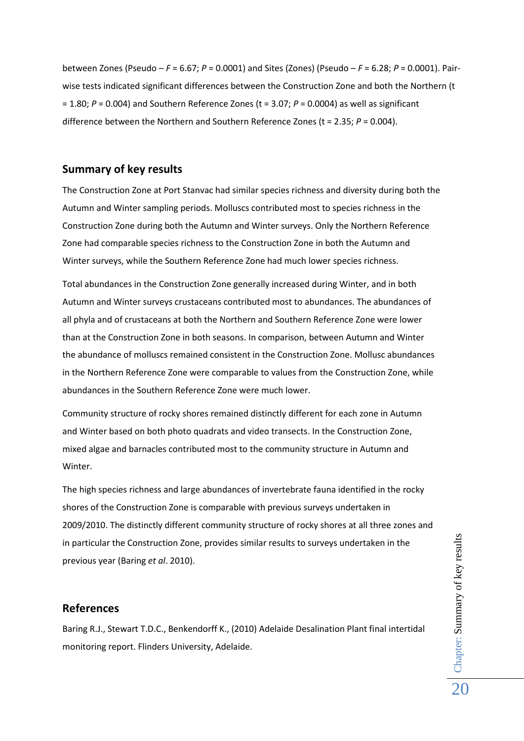between Zones (Pseudo – $F = 6.67$; $P = 0.0001$) and Sites (Zones) (Pseudo – $F = 6.28$; $P = 0.0001$). Pair-wise tests indicated significant differences between the Construction Zone and both the Northern ($t = 1.80$; $P = 0.004$) and Southern Reference Zones ($t = 3.07$; $P = 0.0004$) as well as significant difference between the Northern and Southern Reference Zones ($t = 2.35$; $P = 0.004$).

## Summary of key results

The Construction Zone at Port Stanvac had similar species richness and diversity during both the Autumn and Winter sampling periods. Molluscs contributed most to species richness in the Construction Zone during both the Autumn and Winter surveys. Only the Northern Reference Zone had comparable species richness to the Construction Zone in both the Autumn and Winter surveys, while the Southern Reference Zone had much lower species richness.

Total abundances in the Construction Zone generally increased during Winter, and in both Autumn and Winter surveys crustaceans contributed most to abundances. The abundances of all phyla and of crustaceans at both the Northern and Southern Reference Zone were lower than at the Construction Zone in both seasons. In comparison, between Autumn and Winter the abundance of molluscs remained consistent in the Construction Zone. Mollusc abundances in the Northern Reference Zone were comparable to values from the Construction Zone, while abundances in the Southern Reference Zone were much lower.

Community structure of rocky shores remained distinctly different for each zone in Autumn and Winter based on both photo quadrats and video transects. In the Construction Zone, mixed algae and barnacles contributed most to the community structure in Autumn and Winter.

The high species richness and large abundances of invertebrate fauna identified in the rocky shores of the Construction Zone is comparable with previous surveys undertaken in 2009/2010. The distinctly different community structure of rocky shores at all three zones and in particular the Construction Zone, provides similar results to surveys undertaken in the previous year (Baring *et al*. 2010).

## References

Baring R.J., Stewart T.D.C., Benkendorff K., (2010) Adelaide Desalination Plant final intertidal monitoring report. Flinders University, Adelaide.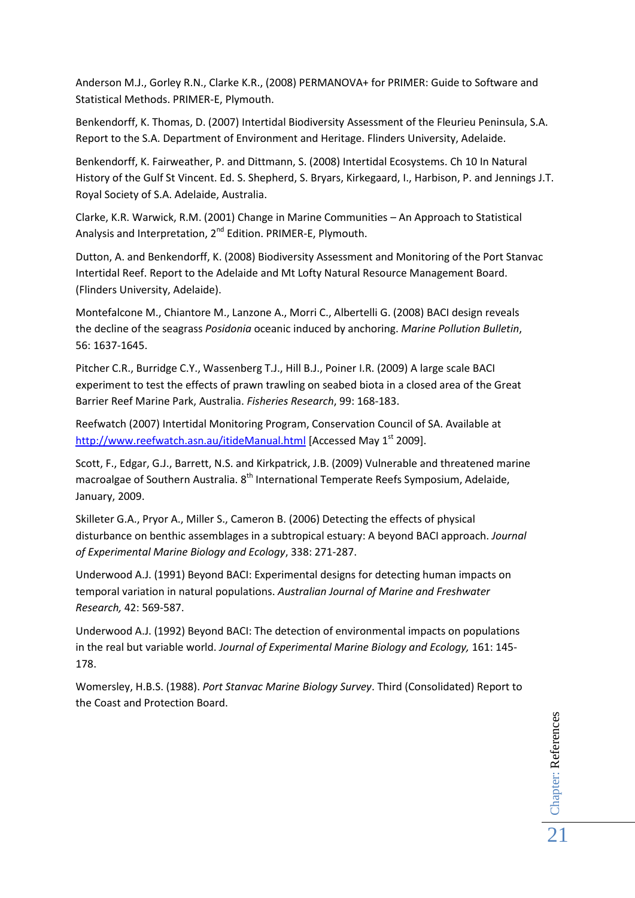Anderson M.J., Gorley R.N., Clarke K.R., (2008) PERMANOVA+ for PRIMER: Guide to Software and Statistical Methods. PRIMER-E, Plymouth.

Benkendorff, K. Thomas, D. (2007) Intertidal Biodiversity Assessment of the Fleurieu Peninsula, S.A. Report to the S.A. Department of Environment and Heritage. Flinders University, Adelaide.

Benkendorff, K. Fairweather, P. and Dittmann, S. (2008) Intertidal Ecosystems. Ch 10 In Natural History of the Gulf St Vincent. Ed. S. Shepherd, S. Bryars, Kirkegaard, I., Harbison, P. and Jennings J.T. Royal Society of S.A. Adelaide, Australia.

Clarke, K.R. Warwick, R.M. (2001) Change in Marine Communities – An Approach to Statistical Analysis and Interpretation, 2nd Edition. PRIMER-E, Plymouth.

Dutton, A. and Benkendorff, K. (2008) Biodiversity Assessment and Monitoring of the Port Stanvac Intertidal Reef. Report to the Adelaide and Mt Lofty Natural Resource Management Board. (Flinders University, Adelaide).

Montefalcone M., Chiantore M., Lanzone A., Morri C., Albertelli G. (2008) BACI design reveals the decline of the seagrass *Posidonia* oceanic induced by anchoring. *Marine Pollution Bulletin*, 56: 1637-1645.

Pitcher C.R., Burridge C.Y., Wassenberg T.J., Hill B.J., Poiner I.R. (2009) A large scale BACI experiment to test the effects of prawn trawling on seabed biota in a closed area of the Great Barrier Reef Marine Park, Australia. *Fisheries Research*, 99: 168-183.

Reefwatch (2007) Intertidal Monitoring Program, Conservation Council of SA. Available at [http://www.reefwatch.asn.au/itideManual.html](http://www.reefwatch.asn.au/itideManual.html) [Accessed May 1st 2009].

Scott, F., Edgar, G.J., Barrett, N.S. and Kirkpatrick, J.B. (2009) Vulnerable and threatened marine macroalgae of Southern Australia. 8th International Temperate Reefs Symposium, Adelaide, January, 2009.

Skilleter G.A., Pryor A., Miller S., Cameron B. (2006) Detecting the effects of physical disturbance on benthic assemblages in a subtropical estuary: A beyond BACI approach. *Journal of Experimental Marine Biology and Ecology*, 338: 271-287.

Underwood A.J. (1991) Beyond BACI: Experimental designs for detecting human impacts on temporal variation in natural populations. *Australian Journal of Marine and Freshwater Research,* 42: 569-587.

Underwood A.J. (1992) Beyond BACI: The detection of environmental impacts on populations in the real but variable world. *Journal of Experimental Marine Biology and Ecology,* 161: 145-178.

Womersley, H.B.S. (1988). *Port Stanvac Marine Biology Survey*. Third (Consolidated) Report to the Coast and Protection Board.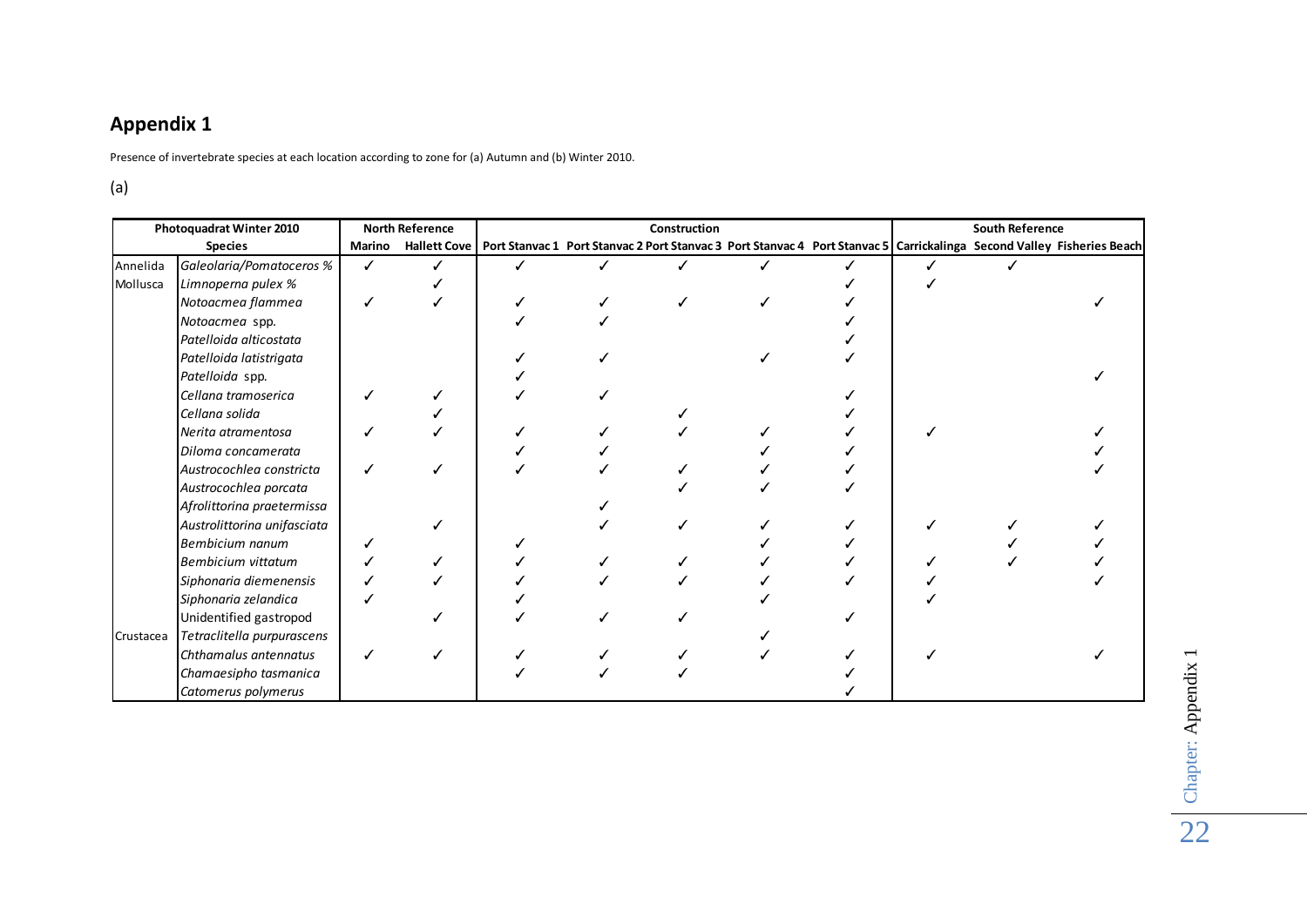# Appendix 1

Presence of invertebrate species at each location according to zone for (a) Autumn and (b) Winter 2010.

(a)

| Photoquadrat Winter 2010 | | North Reference | | Construction | | | | | South Reference | | |
|---|---|---|---|---|---|---|---|---|---|---|---|
| | Species | Marino | Hallett Cove | Port Stanvac 1 | Port Stanvac 2 | Port Stanvac 3 | Port Stanvac 4 | Port Stanvac 5 | Carrickalinga | Second Valley | Fisheries Beach |
| Annelida | *Galeolaria/Pomatoceros %* | ✓ | ✓ | ✓ | ✓ | ✓ | ✓ | ✓ | ✓ | ✓ | |
| Mollusca | *Limnoperna pulex %* | | ✓ | | | | | ✓ | ✓ | | |
| | *Notoacmea flammea* | ✓ | ✓ | ✓ | ✓ | ✓ | ✓ | ✓ | | | ✓ |
| | *Notoacmea* spp. | | | ✓ | ✓ | | | ✓ | | | |
| | *Patelloida alticostata* | | | | | | | ✓ | | | |
| | *Patelloida latistrigata* | | | ✓ | ✓ | | ✓ | ✓ | | | |
| | *Patelloida* spp. | | | ✓ | | | | | | | ✓ |
| | *Cellana tramoserica* | ✓ | ✓ | ✓ | ✓ | | | ✓ | | | |
| | *Cellana solida* | | ✓ | | | ✓ | | ✓ | | | |
| | *Nerita atramentosa* | ✓ | ✓ | ✓ | ✓ | ✓ | ✓ | ✓ | ✓ | | ✓ |
| | *Diloma concamerata* | | | ✓ | ✓ | | ✓ | ✓ | | | ✓ |
| | *Austrocochlea constricta* | ✓ | ✓ | ✓ | ✓ | ✓ | ✓ | ✓ | | | ✓ |
| | *Austrocochlea porcata* | | | | | ✓ | ✓ | ✓ | | | |
| | *Afrolittorina praetermissa* | | | | ✓ | | | | | | |
| | *Austrolittorina unifasciata* | | ✓ | | ✓ | ✓ | ✓ | ✓ | ✓ | ✓ | ✓ |
| | *Bembicium nanum* | ✓ | | ✓ | | | ✓ | ✓ | | ✓ | ✓ |
| | *Bembicium vittatum* | ✓ | ✓ | ✓ | ✓ | ✓ | ✓ | ✓ | ✓ | ✓ | ✓ |
| | *Siphonaria diemenensis* | ✓ | ✓ | ✓ | ✓ | ✓ | ✓ | ✓ | ✓ | | ✓ |
| | *Siphonaria zelandica* | ✓ | | ✓ | | | ✓ | | ✓ | | |
| | Unidentified gastropod | | ✓ | ✓ | ✓ | ✓ | | ✓ | | | |
| Crustacea | *Tetraclitella purpurascens* | | | | | | ✓ | | | | |
| | *Chthamalus antennatus* | ✓ | ✓ | ✓ | ✓ | ✓ | ✓ | ✓ | ✓ | | ✓ |
| | *Chamaesipho tasmanica* | | | ✓ | ✓ | ✓ | | ✓ | | | |
| | *Catomerus polymerus* | | | | | | | ✓ | | | |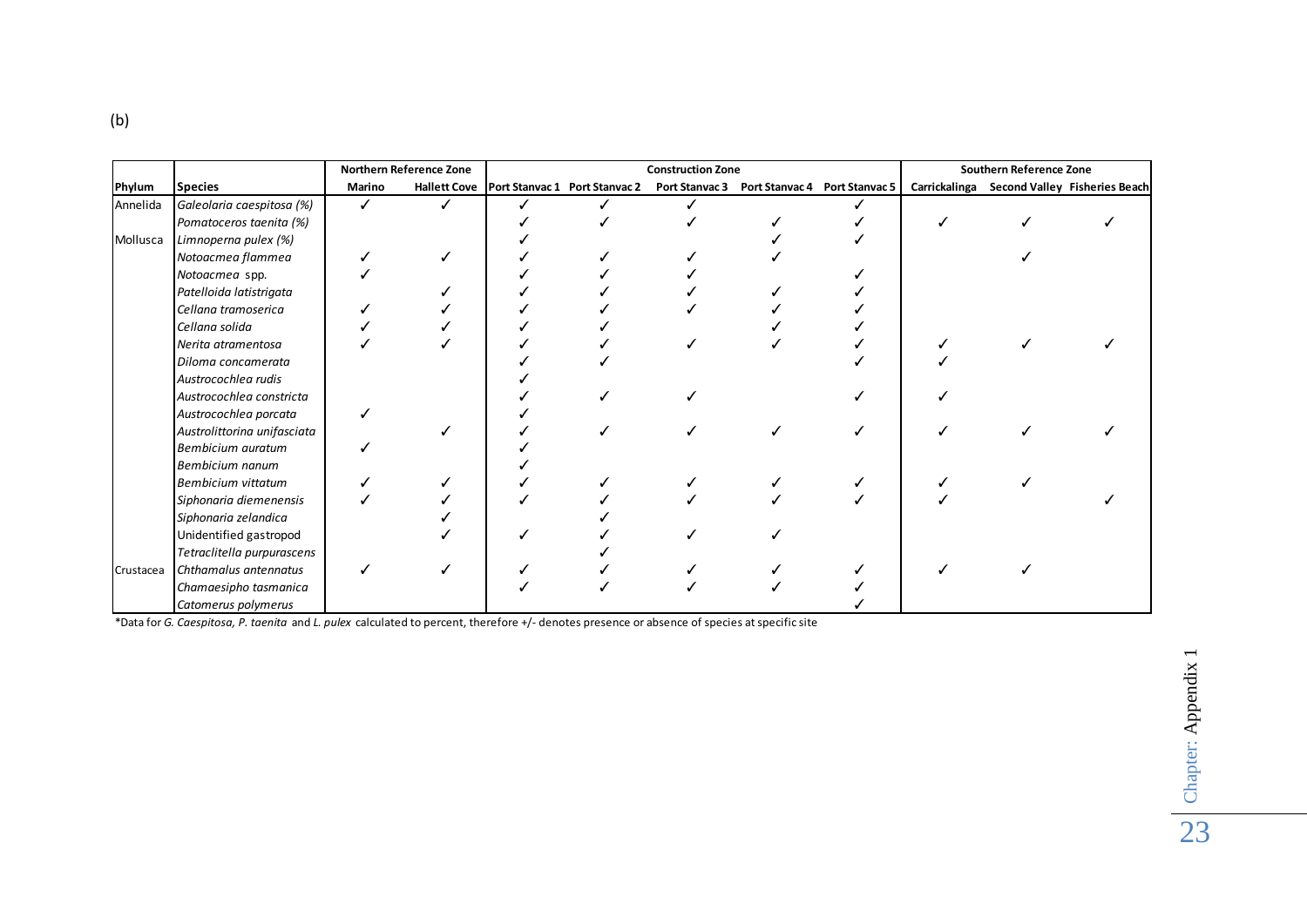(b)

| Phylum | Species | Northern Reference Zone | | Construction Zone | | | | | Southern Reference Zone | | |
|---|---|---|---|---|---|---|---|---|---|---|---|
| | | Marino | Hallett Cove | Port Stanvac 1 | Port Stanvac 2 | Port Stanvac 3 | Port Stanvac 4 | Port Stanvac 5 | Carrickalinga | Second Valley | Fisheries Beach |
| Annelida | *Galeolaria caespitosa (%)* | ✓ | ✓ | ✓ | ✓ | ✓ | | ✓ | | | |
| | *Pomatoceros taenita (%)* | | | ✓ | ✓ | ✓ | ✓ | ✓ | ✓ | ✓ | ✓ |
| Mollusca | *Limnoperna pulex (%)* | | | ✓ | | | ✓ | ✓ | | | |
| | *Notoacmea flammea* | ✓ | ✓ | ✓ | ✓ | ✓ | ✓ | | | ✓ | |
| | *Notoacmea* spp. | ✓ | | ✓ | ✓ | ✓ | | ✓ | | | |
| | *Patelloida latistrigata* | | ✓ | ✓ | ✓ | ✓ | ✓ | ✓ | | | |
| | *Cellana tramoserica* | ✓ | ✓ | ✓ | ✓ | ✓ | ✓ | ✓ | | | |
| | *Cellana solida* | ✓ | ✓ | ✓ | ✓ | | ✓ | ✓ | | | |
| | *Nerita atramentosa* | ✓ | ✓ | ✓ | ✓ | ✓ | ✓ | ✓ | ✓ | ✓ | ✓ |
| | *Diloma concamerata* | | | ✓ | ✓ | | | ✓ | ✓ | | |
| | *Austrocochlea rudis* | | | ✓ | | | | | | | |
| | *Austrocochlea constricta* | | | ✓ | ✓ | ✓ | | ✓ | ✓ | | |
| | *Austrocochlea porcata* | ✓ | | ✓ | | | | | | | |
| | *Austrolittorina unifasciata* | | ✓ | ✓ | ✓ | ✓ | ✓ | ✓ | ✓ | ✓ | ✓ |
| | *Bembicium auratum* | ✓ | | ✓ | | | | | | | |
| | *Bembicium nanum* | | | ✓ | | | | | | | |
| | *Bembicium vittatum* | ✓ | ✓ | ✓ | ✓ | ✓ | ✓ | ✓ | ✓ | ✓ | |
| | *Siphonaria diemenensis* | ✓ | ✓ | ✓ | ✓ | ✓ | ✓ | ✓ | ✓ | | ✓ |
| | *Siphonaria zelandica* | | ✓ | | ✓ | | | | | | |
| | Unidentified gastropod | | ✓ | ✓ | ✓ | ✓ | ✓ | | | | |
| | *Tetraclitella purpurascens* | | | | ✓ | | | | | | |
| Crustacea | *Chthamalus antennatus* | ✓ | ✓ | ✓ | ✓ | ✓ | ✓ | ✓ | ✓ | ✓ | |
| | *Chamaesipho tasmanica* | | | ✓ | ✓ | ✓ | ✓ | ✓ | | | |
| | *Catomerus polymerus* | | | | | | | ✓ | | | |

*Data for *G. Caespitosa, P. taenita* and *L. pulex* calculated to percent, therefore +/- denotes presence or absence of species at specific site